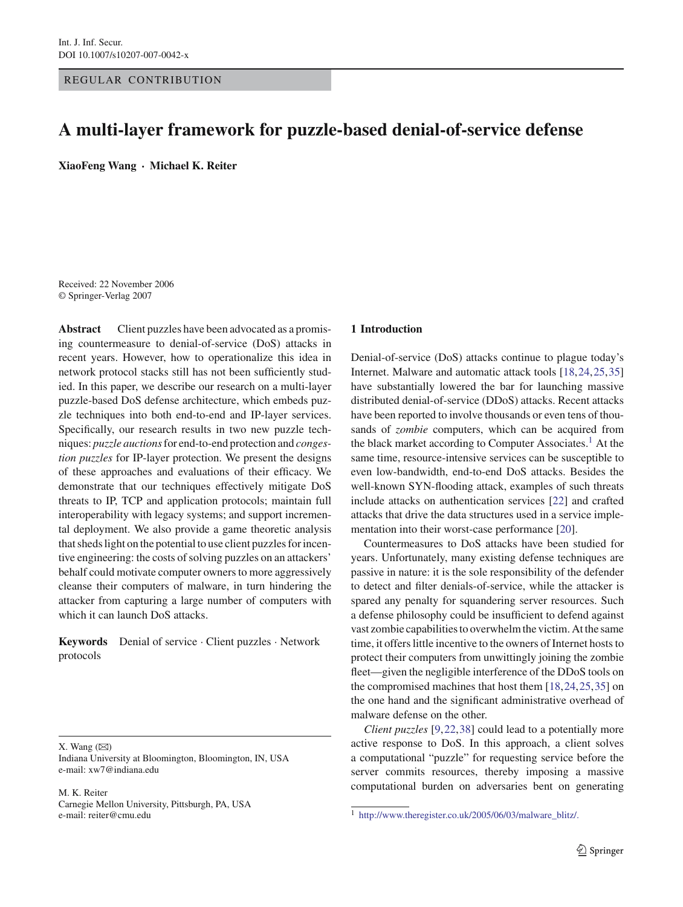Int. J. Inf. Secur.
DOI 10.1007/s10207-007-0042-x

REGULAR CONTRIBUTION

# A multi-layer framework for puzzle-based denial-of-service defense

**XiaoFeng Wang · Michael K. Reiter**

Received: 22 November 2006
© Springer-Verlag 2007

**Abstract** Client puzzles have been advocated as a promising countermeasure to denial-of-service (DoS) attacks in recent years. However, how to operationalize this idea in network protocol stacks still has not been sufficiently studied. In this paper, we describe our research on a multi-layer puzzle-based DoS defense architecture, which embeds puzzle techniques into both end-to-end and IP-layer services. Specifically, our research results in two new puzzle techniques: *puzzle auctions* for end-to-end protection and *congestion puzzles* for IP-layer protection. We present the designs of these approaches and evaluations of their efficacy. We demonstrate that our techniques effectively mitigate DoS threats to IP, TCP and application protocols; maintain full interoperability with legacy systems; and support incremental deployment. We also provide a game theoretic analysis that sheds light on the potential to use client puzzles for incentive engineering: the costs of solving puzzles on an attackers' behalf could motivate computer owners to more aggressively cleanse their computers of malware, in turn hindering the attacker from capturing a large number of computers with which it can launch DoS attacks.

**Keywords** Denial of service · Client puzzles · Network protocols

X. Wang (✉)
Indiana University at Bloomington, Bloomington, IN, USA
e-mail: xw7@indiana.edu

M. K. Reiter
Carnegie Mellon University, Pittsburgh, PA, USA
e-mail: reiter@cmu.edu

## 1 Introduction

Denial-of-service (DoS) attacks continue to plague today's Internet. Malware and automatic attack tools [18,24,25,35] have substantially lowered the bar for launching massive distributed denial-of-service (DDoS) attacks. Recent attacks have been reported to involve thousands or even tens of thousands of *zombie* computers, which can be acquired from the black market according to Computer Associates.[1] At the same time, resource-intensive services can be susceptible to even low-bandwidth, end-to-end DoS attacks. Besides the well-known SYN-flooding attack, examples of such threats include attacks on authentication services [22] and crafted attacks that drive the data structures used in a service implementation into their worst-case performance [20].

Countermeasures to DoS attacks have been studied for years. Unfortunately, many existing defense techniques are passive in nature: it is the sole responsibility of the defender to detect and filter denials-of-service, while the attacker is spared any penalty for squandering server resources. Such a defense philosophy could be insufficient to defend against vast zombie capabilities to overwhelm the victim. At the same time, it offers little incentive to the owners of Internet hosts to protect their computers from unwittingly joining the zombie fleet—given the negligible interference of the DDoS tools on the compromised machines that host them [18,24,25,35] on the one hand and the significant administrative overhead of malware defense on the other.

*Client puzzles* [9,22,38] could lead to a potentially more active response to DoS. In this approach, a client solves a computational "puzzle" for requesting service before the server commits resources, thereby imposing a massive computational burden on adversaries bent on generating

[1] http://www.theregister.co.uk/2005/06/03/malware_blitz/.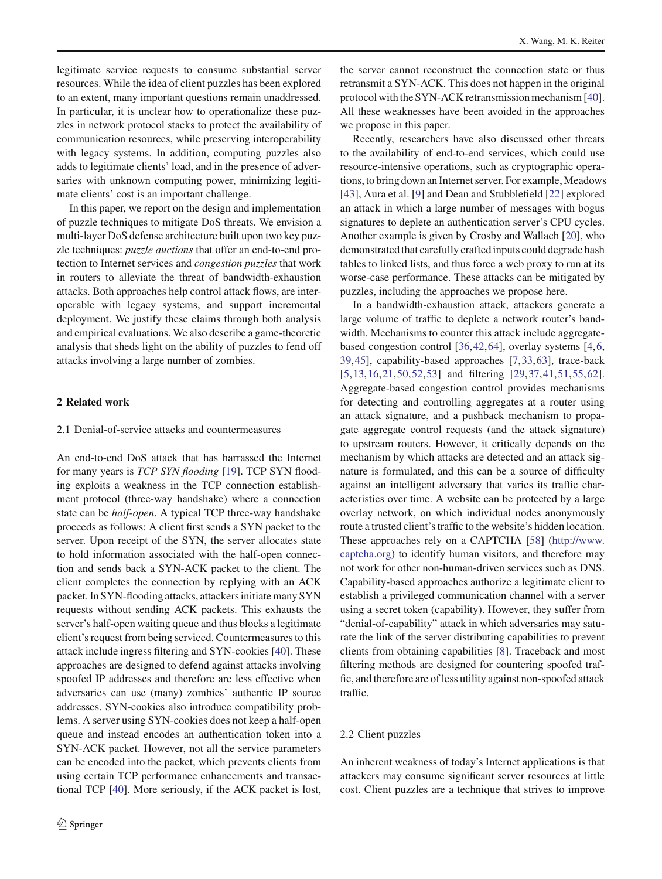legitimate service requests to consume substantial server resources. While the idea of client puzzles has been explored to an extent, many important questions remain unaddressed. In particular, it is unclear how to operationalize these puzzles in network protocol stacks to protect the availability of communication resources, while preserving interoperability with legacy systems. In addition, computing puzzles also adds to legitimate clients' load, and in the presence of adversaries with unknown computing power, minimizing legitimate clients' cost is an important challenge.

In this paper, we report on the design and implementation of puzzle techniques to mitigate DoS threats. We envision a multi-layer DoS defense architecture built upon two key puzzle techniques: *puzzle auctions* that offer an end-to-end protection to Internet services and *congestion puzzles* that work in routers to alleviate the threat of bandwidth-exhaustion attacks. Both approaches help control attack flows, are interoperable with legacy systems, and support incremental deployment. We justify these claims through both analysis and empirical evaluations. We also describe a game-theoretic analysis that sheds light on the ability of puzzles to fend off attacks involving a large number of zombies.

## 2 Related work

### 2.1 Denial-of-service attacks and countermeasures

An end-to-end DoS attack that has harrassed the Internet for many years is *TCP SYN flooding* [19]. TCP SYN flooding exploits a weakness in the TCP connection establishment protocol (three-way handshake) where a connection state can be *half-open*. A typical TCP three-way handshake proceeds as follows: A client first sends a SYN packet to the server. Upon receipt of the SYN, the server allocates state to hold information associated with the half-open connection and sends back a SYN-ACK packet to the client. The client completes the connection by replying with an ACK packet. In SYN-flooding attacks, attackers initiate many SYN requests without sending ACK packets. This exhausts the server's half-open waiting queue and thus blocks a legitimate client's request from being serviced. Countermeasures to this attack include ingress filtering and SYN-cookies [40]. These approaches are designed to defend against attacks involving spoofed IP addresses and therefore are less effective when adversaries can use (many) zombies' authentic IP source addresses. SYN-cookies also introduce compatibility problems. A server using SYN-cookies does not keep a half-open queue and instead encodes an authentication token into a SYN-ACK packet. However, not all the service parameters can be encoded into the packet, which prevents clients from using certain TCP performance enhancements and transactional TCP [40]. More seriously, if the ACK packet is lost, the server cannot reconstruct the connection state or thus retransmit a SYN-ACK. This does not happen in the original protocol with the SYN-ACK retransmission mechanism [40]. All these weaknesses have been avoided in the approaches we propose in this paper.

Recently, researchers have also discussed other threats to the availability of end-to-end services, which could use resource-intensive operations, such as cryptographic operations, to bring down an Internet server. For example, Meadows [43], Aura et al. [9] and Dean and Stubblefield [22] explored an attack in which a large number of messages with bogus signatures to deplete an authentication server's CPU cycles. Another example is given by Crosby and Wallach [20], who demonstrated that carefully crafted inputs could degrade hash tables to linked lists, and thus force a web proxy to run at its worse-case performance. These attacks can be mitigated by puzzles, including the approaches we propose here.

In a bandwidth-exhaustion attack, attackers generate a large volume of traffic to deplete a network router's bandwidth. Mechanisms to counter this attack include aggregate-based congestion control [36,42,64], overlay systems [4,6,39,45], capability-based approaches [7,33,63], trace-back [5,13,16,21,50,52,53] and filtering [29,37,41,51,55,62]. Aggregate-based congestion control provides mechanisms for detecting and controlling aggregates at a router using an attack signature, and a pushback mechanism to propagate aggregate control requests (and the attack signature) to upstream routers. However, it critically depends on the mechanism by which attacks are detected and an attack signature is formulated, and this can be a source of difficulty against an intelligent adversary that varies its traffic characteristics over time. A website can be protected by a large overlay network, on which individual nodes anonymously route a trusted client's traffic to the website's hidden location. These approaches rely on a CAPTCHA [58] (http://www.captcha.org) to identify human visitors, and therefore may not work for other non-human-driven services such as DNS. Capability-based approaches authorize a legitimate client to establish a privileged communication channel with a server using a secret token (capability). However, they suffer from "denial-of-capability" attack in which adversaries may saturate the link of the server distributing capabilities to prevent clients from obtaining capabilities [8]. Traceback and most filtering methods are designed for countering spoofed traffic, and therefore are of less utility against non-spoofed attack traffic.

### 2.2 Client puzzles

An inherent weakness of today's Internet applications is that attackers may consume significant server resources at little cost. Client puzzles are a technique that strives to improve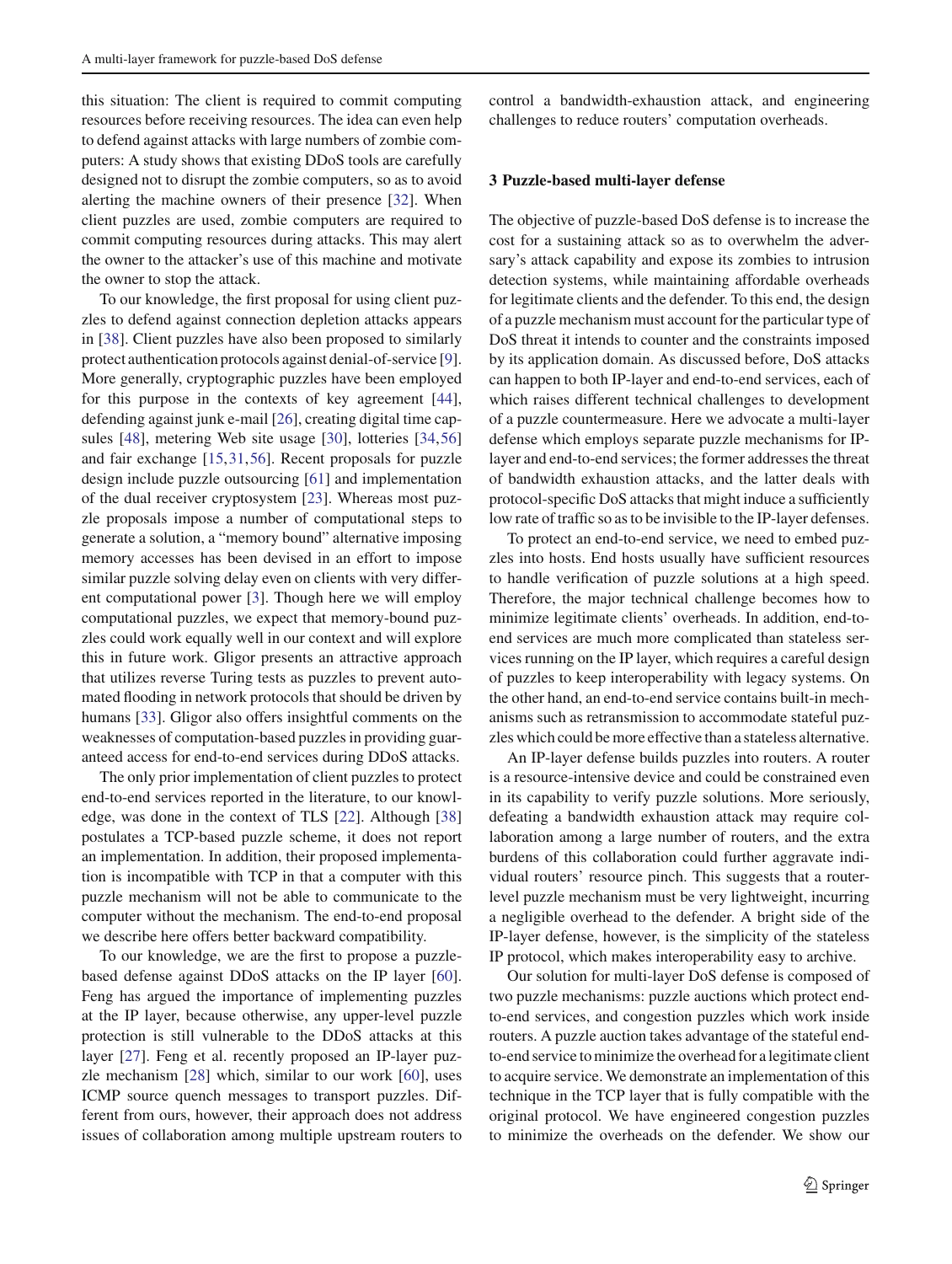this situation: The client is required to commit computing resources before receiving resources. The idea can even help to defend against attacks with large numbers of zombie computers: A study shows that existing DDoS tools are carefully designed not to disrupt the zombie computers, so as to avoid alerting the machine owners of their presence [32]. When client puzzles are used, zombie computers are required to commit computing resources during attacks. This may alert the owner to the attacker's use of this machine and motivate the owner to stop the attack.

To our knowledge, the first proposal for using client puzzles to defend against connection depletion attacks appears in [38]. Client puzzles have also been proposed to similarly protect authentication protocols against denial-of-service [9]. More generally, cryptographic puzzles have been employed for this purpose in the contexts of key agreement [44], defending against junk e-mail [26], creating digital time capsules [48], metering Web site usage [30], lotteries [34,56] and fair exchange [15,31,56]. Recent proposals for puzzle design include puzzle outsourcing [61] and implementation of the dual receiver cryptosystem [23]. Whereas most puzzle proposals impose a number of computational steps to generate a solution, a "memory bound" alternative imposing memory accesses has been devised in an effort to impose similar puzzle solving delay even on clients with very different computational power [3]. Though here we will employ computational puzzles, we expect that memory-bound puzzles could work equally well in our context and will explore this in future work. Gligor presents an attractive approach that utilizes reverse Turing tests as puzzles to prevent automated flooding in network protocols that should be driven by humans [33]. Gligor also offers insightful comments on the weaknesses of computation-based puzzles in providing guaranteed access for end-to-end services during DDoS attacks.

The only prior implementation of client puzzles to protect end-to-end services reported in the literature, to our knowledge, was done in the context of TLS [22]. Although [38] postulates a TCP-based puzzle scheme, it does not report an implementation. In addition, their proposed implementation is incompatible with TCP in that a computer with this puzzle mechanism will not be able to communicate to the computer without the mechanism. The end-to-end proposal we describe here offers better backward compatibility.

To our knowledge, we are the first to propose a puzzle-based defense against DDoS attacks on the IP layer [60]. Feng has argued the importance of implementing puzzles at the IP layer, because otherwise, any upper-level puzzle protection is still vulnerable to the DDoS attacks at this layer [27]. Feng et al. recently proposed an IP-layer puzzle mechanism [28] which, similar to our work [60], uses ICMP source quench messages to transport puzzles. Different from ours, however, their approach does not address issues of collaboration among multiple upstream routers to control a bandwidth-exhaustion attack, and engineering challenges to reduce routers' computation overheads.

## 3 Puzzle-based multi-layer defense

The objective of puzzle-based DoS defense is to increase the cost for a sustaining attack so as to overwhelm the adversary's attack capability and expose its zombies to intrusion detection systems, while maintaining affordable overheads for legitimate clients and the defender. To this end, the design of a puzzle mechanism must account for the particular type of DoS threat it intends to counter and the constraints imposed by its application domain. As discussed before, DoS attacks can happen to both IP-layer and end-to-end services, each of which raises different technical challenges to development of a puzzle countermeasure. Here we advocate a multi-layer defense which employs separate puzzle mechanisms for IP-layer and end-to-end services; the former addresses the threat of bandwidth exhaustion attacks, and the latter deals with protocol-specific DoS attacks that might induce a sufficiently low rate of traffic so as to be invisible to the IP-layer defenses.

To protect an end-to-end service, we need to embed puzzles into hosts. End hosts usually have sufficient resources to handle verification of puzzle solutions at a high speed. Therefore, the major technical challenge becomes how to minimize legitimate clients' overheads. In addition, end-to-end services are much more complicated than stateless services running on the IP layer, which requires a careful design of puzzles to keep interoperability with legacy systems. On the other hand, an end-to-end service contains built-in mechanisms such as retransmission to accommodate stateful puzzles which could be more effective than a stateless alternative.

An IP-layer defense builds puzzles into routers. A router is a resource-intensive device and could be constrained even in its capability to verify puzzle solutions. More seriously, defeating a bandwidth exhaustion attack may require collaboration among a large number of routers, and the extra burdens of this collaboration could further aggravate individual routers' resource pinch. This suggests that a router-level puzzle mechanism must be very lightweight, incurring a negligible overhead to the defender. A bright side of the IP-layer defense, however, is the simplicity of the stateless IP protocol, which makes interoperability easy to archive.

Our solution for multi-layer DoS defense is composed of two puzzle mechanisms: puzzle auctions which protect end-to-end services, and congestion puzzles which work inside routers. A puzzle auction takes advantage of the stateful end-to-end service to minimize the overhead for a legitimate client to acquire service. We demonstrate an implementation of this technique in the TCP layer that is fully compatible with the original protocol. We have engineered congestion puzzles to minimize the overheads on the defender. We show our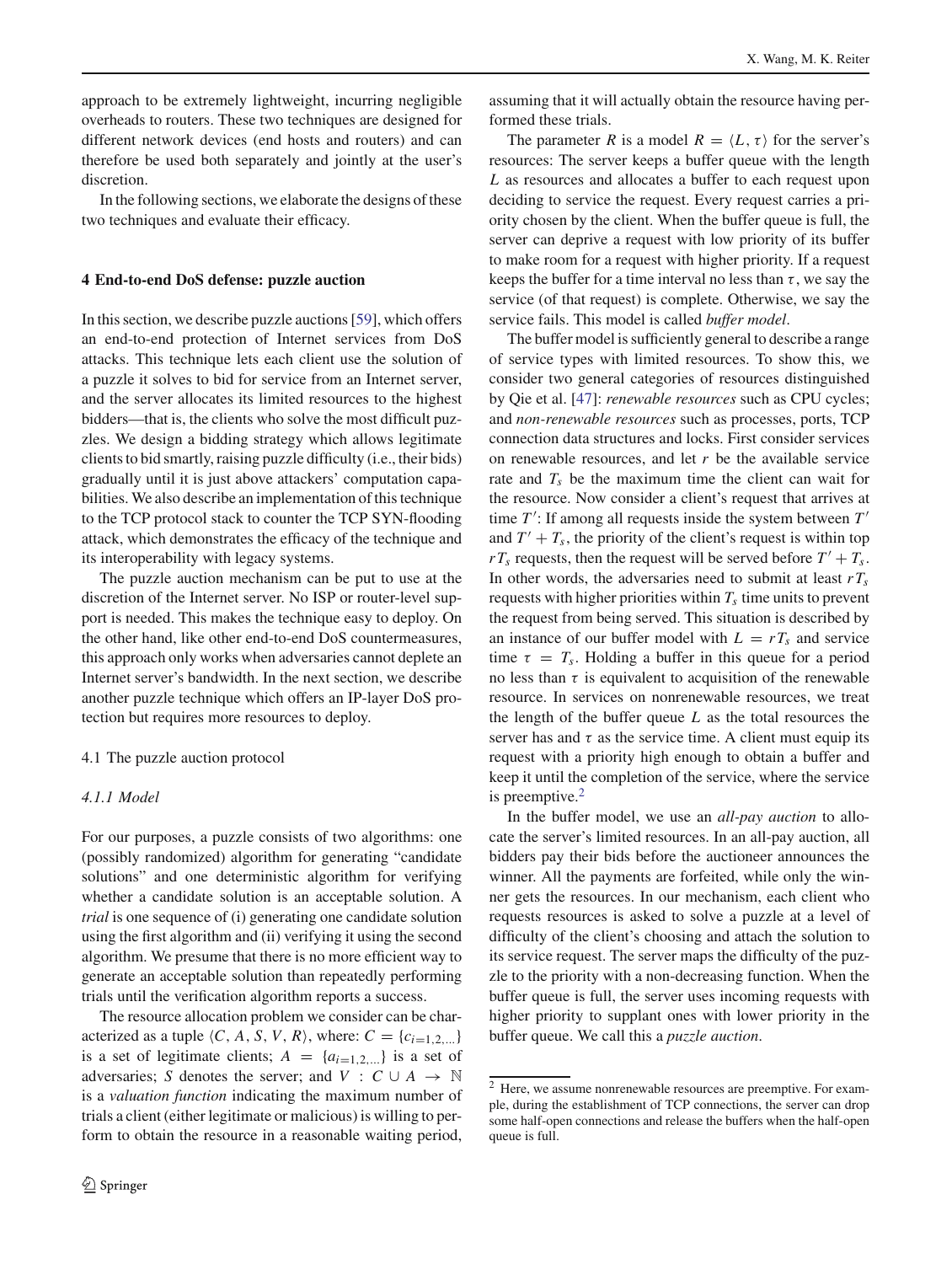approach to be extremely lightweight, incurring negligible overheads to routers. These two techniques are designed for different network devices (end hosts and routers) and can therefore be used both separately and jointly at the user's discretion.

In the following sections, we elaborate the designs of these two techniques and evaluate their efficacy.

## 4 End-to-end DoS defense: puzzle auction

In this section, we describe puzzle auctions [59], which offers an end-to-end protection of Internet services from DoS attacks. This technique lets each client use the solution of a puzzle it solves to bid for service from an Internet server, and the server allocates its limited resources to the highest bidders—that is, the clients who solve the most difficult puzzles. We design a bidding strategy which allows legitimate clients to bid smartly, raising puzzle difficulty (i.e., their bids) gradually until it is just above attackers' computation capabilities. We also describe an implementation of this technique to the TCP protocol stack to counter the TCP SYN-flooding attack, which demonstrates the efficacy of the technique and its interoperability with legacy systems.

The puzzle auction mechanism can be put to use at the discretion of the Internet server. No ISP or router-level support is needed. This makes the technique easy to deploy. On the other hand, like other end-to-end DoS countermeasures, this approach only works when adversaries cannot deplete an Internet server's bandwidth. In the next section, we describe another puzzle technique which offers an IP-layer DoS protection but requires more resources to deploy.

### 4.1 The puzzle auction protocol

#### *4.1.1 Model*

For our purposes, a puzzle consists of two algorithms: one (possibly randomized) algorithm for generating "candidate solutions" and one deterministic algorithm for verifying whether a candidate solution is an acceptable solution. A *trial* is one sequence of (i) generating one candidate solution using the first algorithm and (ii) verifying it using the second algorithm. We presume that there is no more efficient way to generate an acceptable solution than repeatedly performing trials until the verification algorithm reports a success.

The resource allocation problem we consider can be characterized as a tuple $\langle C, A, S, V, R\rangle$, where: $C = \{c_{i=1,2,\ldots}\}$ is a set of legitimate clients; $A = \{a_{i=1,2,\ldots}\}$ is a set of adversaries; $S$ denotes the server; and $V : C \cup A \rightarrow \mathbb{N}$ is a *valuation function* indicating the maximum number of trials a client (either legitimate or malicious) is willing to perform to obtain the resource in a reasonable waiting period, assuming that it will actually obtain the resource having performed these trials.

The parameter $R$ is a model $R = \langle L, \tau\rangle$ for the server's resources: The server keeps a buffer queue with the length $L$ as resources and allocates a buffer to each request upon deciding to service the request. Every request carries a priority chosen by the client. When the buffer queue is full, the server can deprive a request with low priority of its buffer to make room for a request with higher priority. If a request keeps the buffer for a time interval no less than $\tau$, we say the service (of that request) is complete. Otherwise, we say the service fails. This model is called *buffer model*.

The buffer model is sufficiently general to describe a range of service types with limited resources. To show this, we consider two general categories of resources distinguished by Qie et al. [47]: *renewable resources* such as CPU cycles; and *non-renewable resources* such as processes, ports, TCP connection data structures and locks. First consider services on renewable resources, and let $r$ be the available service rate and $T_s$ be the maximum time the client can wait for the resource. Now consider a client's request that arrives at time $T'$: If among all requests inside the system between $T'$ and $T' + T_s$, the priority of the client's request is within top $rT_s$ requests, then the request will be served before $T' + T_s$. In other words, the adversaries need to submit at least $rT_s$ requests with higher priorities within $T_s$ time units to prevent the request from being served. This situation is described by an instance of our buffer model with $L = rT_s$ and service time $\tau = T_s$. Holding a buffer in this queue for a period no less than $\tau$ is equivalent to acquisition of the renewable resource. In services on nonrenewable resources, we treat the length of the buffer queue $L$ as the total resources the server has and $\tau$ as the service time. A client must equip its request with a priority high enough to obtain a buffer and keep it until the completion of the service, where the service is preemptive.[2]

In the buffer model, we use an *all-pay auction* to allocate the server's limited resources. In an all-pay auction, all bidders pay their bids before the auctioneer announces the winner. All the payments are forfeited, while only the winner gets the resources. In our mechanism, each client who requests resources is asked to solve a puzzle at a level of difficulty of the client's choosing and attach the solution to its service request. The server maps the difficulty of the puzzle to the priority with a non-decreasing function. When the buffer queue is full, the server uses incoming requests with higher priority to supplant ones with lower priority in the buffer queue. We call this a *puzzle auction*.

---

[2] Here, we assume nonrenewable resources are preemptive. For example, during the establishment of TCP connections, the server can drop some half-open connections and release the buffers when the half-open queue is full.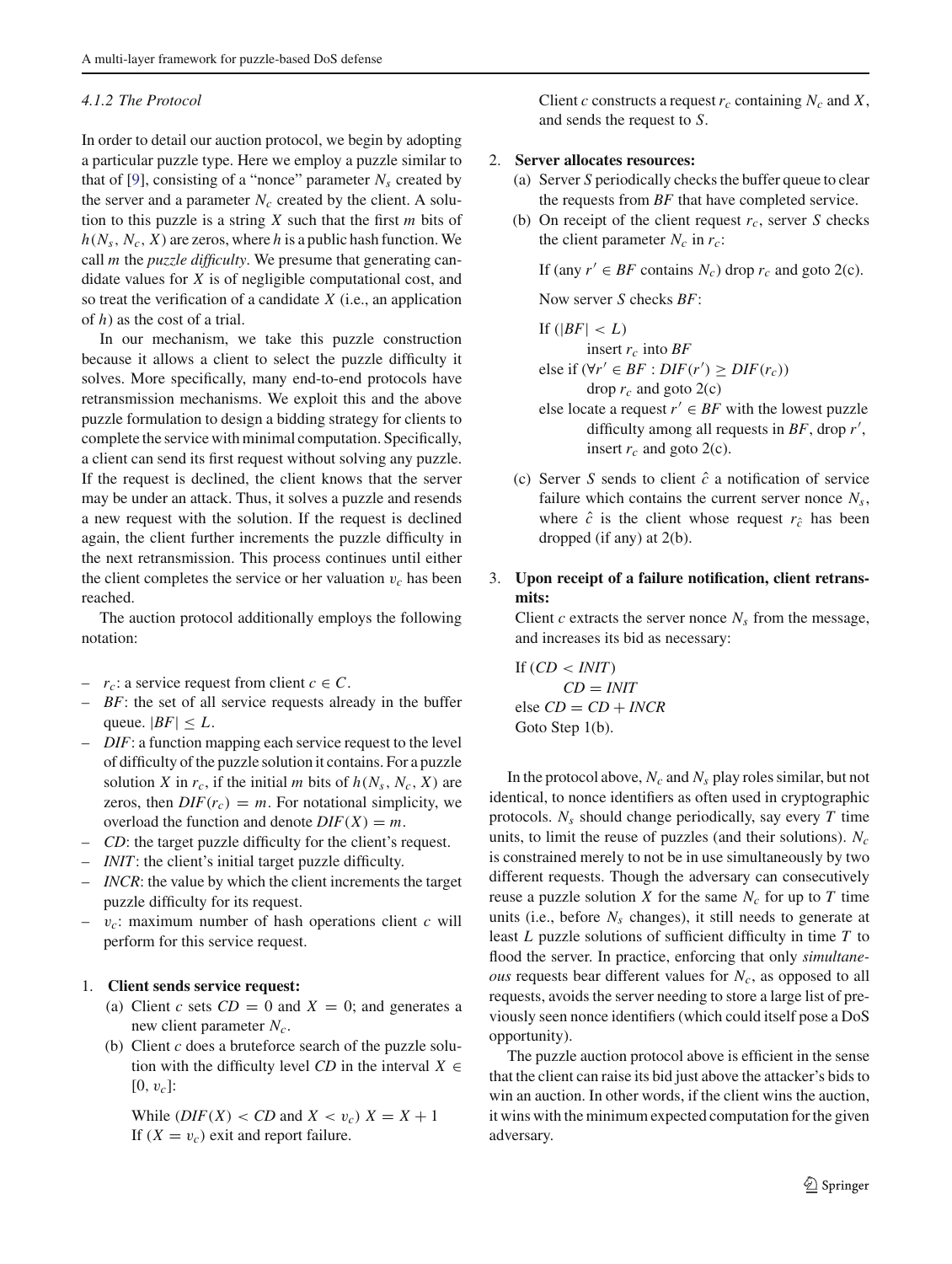#### 4.1.2 The Protocol

In order to detail our auction protocol, we begin by adopting a particular puzzle type. Here we employ a puzzle similar to that of [9], consisting of a "nonce" parameter $N_s$ created by the server and a parameter $N_c$ created by the client. A solution to this puzzle is a string $X$ such that the first $m$ bits of $h(N_s, N_c, X)$ are zeros, where $h$ is a public hash function. We call $m$ the *puzzle difficulty*. We presume that generating candidate values for $X$ is of negligible computational cost, and so treat the verification of a candidate $X$ (i.e., an application of $h$) as the cost of a trial.

In our mechanism, we take this puzzle construction because it allows a client to select the puzzle difficulty it solves. More specifically, many end-to-end protocols have retransmission mechanisms. We exploit this and the above puzzle formulation to design a bidding strategy for clients to complete the service with minimal computation. Specifically, a client can send its first request without solving any puzzle. If the request is declined, the client knows that the server may be under an attack. Thus, it solves a puzzle and resends a new request with the solution. If the request is declined again, the client further increments the puzzle difficulty in the next retransmission. This process continues until either the client completes the service or her valuation $v_c$ has been reached.

The auction protocol additionally employs the following notation:

- $r_c$: a service request from client $c \in C$.
- $BF$: the set of all service requests already in the buffer queue. $|BF| \leq L$.
- $DIF$: a function mapping each service request to the level of difficulty of the puzzle solution it contains. For a puzzle solution $X$ in $r_c$, if the initial $m$ bits of $h(N_s, N_c, X)$ are zeros, then $DIF(r_c) = m$. For notational simplicity, we overload the function and denote $DIF(X) = m$.
- $CD$: the target puzzle difficulty for the client's request.
- $INIT$: the client's initial target puzzle difficulty.
- $INCR$: the value by which the client increments the target puzzle difficulty for its request.
- $v_c$: maximum number of hash operations client $c$ will perform for this service request.

1. **Client sends service request:**
   (a) Client $c$ sets $CD = 0$ and $X = 0$; and generates a new client parameter $N_c$.
   (b) Client $c$ does a bruteforce search of the puzzle solution with the difficulty level $CD$ in the interval $X \in [0, v_c]$:

   While ($DIF(X) < CD$ and $X < v_c$) $X = X + 1$
   If ($X = v_c$) exit and report failure.

   Client $c$ constructs a request $r_c$ containing $N_c$ and $X$, and sends the request to $S$.

2. **Server allocates resources:**
   (a) Server $S$ periodically checks the buffer queue to clear the requests from $BF$ that have completed service.
   (b) On receipt of the client request $r_c$, server $S$ checks the client parameter $N_c$ in $r_c$:

   If (any $r' \in BF$ contains $N_c$) drop $r_c$ and goto 2(c).

   Now server $S$ checks $BF$:

   If ($|BF| < L$)
   insert $r_c$ into $BF$
   else if ($\forall r' \in BF : DIF(r') \geq DIF(r_c)$)
   drop $r_c$ and goto 2(c)
   else locate a request $r' \in BF$ with the lowest puzzle difficulty among all requests in $BF$, drop $r'$, insert $r_c$ and goto 2(c).

   (c) Server $S$ sends to client $\hat{c}$ a notification of service failure which contains the current server nonce $N_s$, where $\hat{c}$ is the client whose request $r_{\hat{c}}$ has been dropped (if any) at 2(b).

3. **Upon receipt of a failure notification, client retransmits:**
   Client $c$ extracts the server nonce $N_s$ from the message, and increases its bid as necessary:

   If ($CD < INIT$)
   $CD = INIT$
   else $CD = CD + INCR$
   Goto Step 1(b).

In the protocol above, $N_c$ and $N_s$ play roles similar, but not identical, to nonce identifiers as often used in cryptographic protocols. $N_s$ should change periodically, say every $T$ time units, to limit the reuse of puzzles (and their solutions). $N_c$ is constrained merely to not be in use simultaneously by two different requests. Though the adversary can consecutively reuse a puzzle solution $X$ for the same $N_c$ for up to $T$ time units (i.e., before $N_s$ changes), it still needs to generate at least $L$ puzzle solutions of sufficient difficulty in time $T$ to flood the server. In practice, enforcing that only *simultaneous* requests bear different values for $N_c$, as opposed to all requests, avoids the server needing to store a large list of previously seen nonce identifiers (which could itself pose a DoS opportunity).

The puzzle auction protocol above is efficient in the sense that the client can raise its bid just above the attacker's bids to win an auction. In other words, if the client wins the auction, it wins with the minimum expected computation for the given adversary.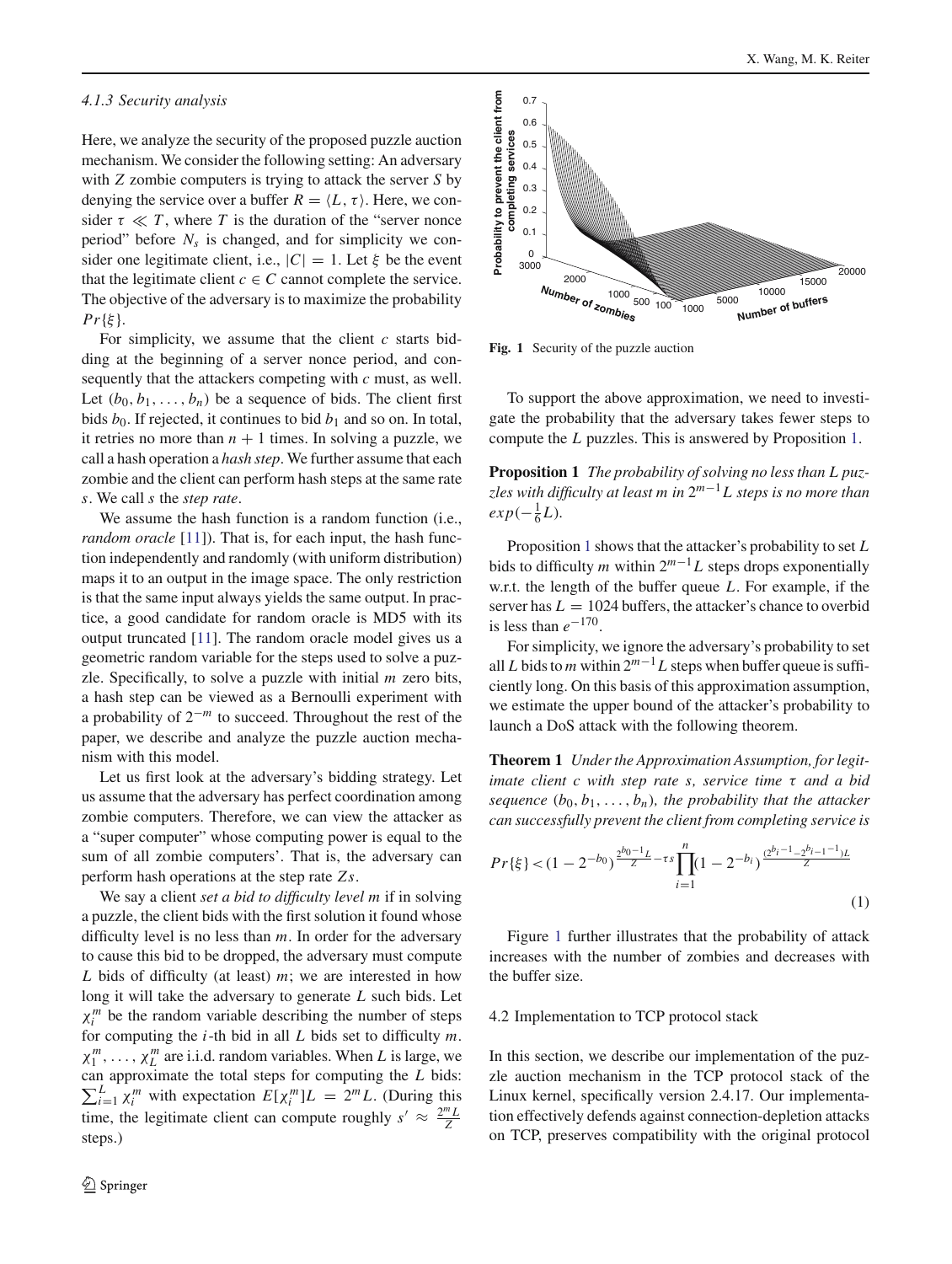#### 4.1.3 Security analysis

Here, we analyze the security of the proposed puzzle auction mechanism. We consider the following setting: An adversary with $Z$ zombie computers is trying to attack the server $S$ by denying the service over a buffer $R = \langle L, \tau \rangle$. Here, we consider $\tau \ll T$, where $T$ is the duration of the "server nonce period" before $N_s$ is changed, and for simplicity we consider one legitimate client, i.e., $|C| = 1$. Let $\xi$ be the event that the legitimate client $c \in C$ cannot complete the service. The objective of the adversary is to maximize the probability $Pr\{\xi\}$.

For simplicity, we assume that the client $c$ starts bidding at the beginning of a server nonce period, and consequently that the attackers competing with $c$ must, as well. Let $(b_0, b_1, \ldots, b_n)$ be a sequence of bids. The client first bids $b_0$. If rejected, it continues to bid $b_1$ and so on. In total, it retries no more than $n + 1$ times. In solving a puzzle, we call a hash operation a *hash step*. We further assume that each zombie and the client can perform hash steps at the same rate $s$. We call $s$ the *step rate*.

We assume the hash function is a random function (i.e., *random oracle* [11]). That is, for each input, the hash function independently and randomly (with uniform distribution) maps it to an output in the image space. The only restriction is that the same input always yields the same output. In practice, a good candidate for random oracle is MD5 with its output truncated [11]. The random oracle model gives us a geometric random variable for the steps used to solve a puzzle. Specifically, to solve a puzzle with initial $m$ zero bits, a hash step can be viewed as a Bernoulli experiment with a probability of $2^{-m}$ to succeed. Throughout the rest of the paper, we describe and analyze the puzzle auction mechanism with this model.

Let us first look at the adversary's bidding strategy. Let us assume that the adversary has perfect coordination among zombie computers. Therefore, we can view the attacker as a "super computer" whose computing power is equal to the sum of all zombie computers'. That is, the adversary can perform hash operations at the step rate $Zs$.

We say a client *set a bid to difficulty level m* if in solving a puzzle, the client bids with the first solution it found whose difficulty level is no less than $m$. In order for the adversary to cause this bid to be dropped, the adversary must compute $L$ bids of difficulty (at least) $m$; we are interested in how long it will take the adversary to generate $L$ such bids. Let $\chi_i^m$ be the random variable describing the number of steps for computing the $i$-th bid in all $L$ bids set to difficulty $m$. $\chi_1^m, \ldots, \chi_L^m$ are i.i.d. random variables. When $L$ is large, we can approximate the total steps for computing the $L$ bids: $\sum_{i=1}^{L} \chi_i^m$ with expectation $E[\chi_i^m]L = 2^m L$. (During this time, the legitimate client can compute roughly $s' \approx \frac{2^m L}{Z}$ steps.)

Fig. 1 Security of the puzzle auction

To support the above approximation, we need to investigate the probability that the adversary takes fewer steps to compute the $L$ puzzles. This is answered by Proposition 1.

**Proposition 1** *The probability of solving no less than L puzzles with difficulty at least m in $2^{m-1}L$ steps is no more than $exp(-\frac{1}{6}L)$.*

Proposition 1 shows that the attacker's probability to set $L$ bids to difficulty $m$ within $2^{m-1}L$ steps drops exponentially w.r.t. the length of the buffer queue $L$. For example, if the server has $L = 1024$ buffers, the attacker's chance to overbid is less than $e^{-170}$.

For simplicity, we ignore the adversary's probability to set all $L$ bids to $m$ within $2^{m-1}L$ steps when buffer queue is sufficiently long. On this basis of this approximation assumption, we estimate the upper bound of the attacker's probability to launch a DoS attack with the following theorem.

**Theorem 1** *Under the Approximation Assumption, for legitimate client c with step rate s, service time $\tau$ and a bid sequence $(b_0, b_1, \ldots, b_n)$, the probability that the attacker can successfully prevent the client from completing service is*

$$Pr\{\xi\} < (1 - 2^{-b_0})^{\frac{2^{b_0-1}L}{Z} - \tau s} \prod_{i=1}^{n} (1 - 2^{-b_i})^{\frac{(2^{b_i-1} - 2^{b_{i-1}-1})L}{Z}} \tag{1}$$

Figure 1 further illustrates that the probability of attack increases with the number of zombies and decreases with the buffer size.

### 4.2 Implementation to TCP protocol stack

In this section, we describe our implementation of the puzzle auction mechanism in the TCP protocol stack of the Linux kernel, specifically version 2.4.17. Our implementation effectively defends against connection-depletion attacks on TCP, preserves compatibility with the original protocol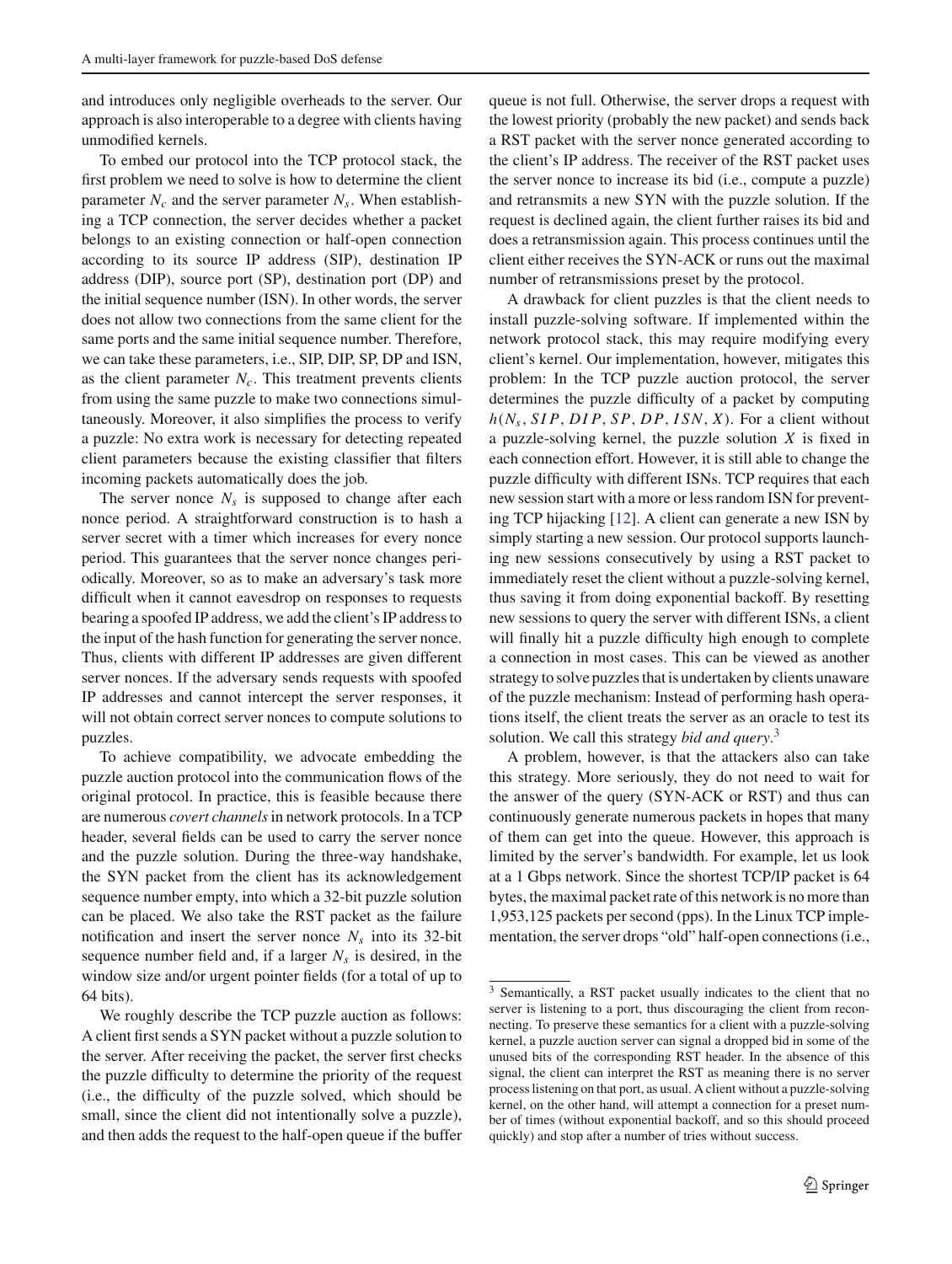and introduces only negligible overheads to the server. Our approach is also interoperable to a degree with clients having unmodified kernels.

To embed our protocol into the TCP protocol stack, the first problem we need to solve is how to determine the client parameter $N_c$ and the server parameter $N_s$. When establishing a TCP connection, the server decides whether a packet belongs to an existing connection or half-open connection according to its source IP address (SIP), destination IP address (DIP), source port (SP), destination port (DP) and the initial sequence number (ISN). In other words, the server does not allow two connections from the same client for the same ports and the same initial sequence number. Therefore, we can take these parameters, i.e., SIP, DIP, SP, DP and ISN, as the client parameter $N_c$. This treatment prevents clients from using the same puzzle to make two connections simultaneously. Moreover, it also simplifies the process to verify a puzzle: No extra work is necessary for detecting repeated client parameters because the existing classifier that filters incoming packets automatically does the job.

The server nonce $N_s$ is supposed to change after each nonce period. A straightforward construction is to hash a server secret with a timer which increases for every nonce period. This guarantees that the server nonce changes periodically. Moreover, so as to make an adversary's task more difficult when it cannot eavesdrop on responses to requests bearing a spoofed IP address, we add the client's IP address to the input of the hash function for generating the server nonce. Thus, clients with different IP addresses are given different server nonces. If the adversary sends requests with spoofed IP addresses and cannot intercept the server responses, it will not obtain correct server nonces to compute solutions to puzzles.

To achieve compatibility, we advocate embedding the puzzle auction protocol into the communication flows of the original protocol. In practice, this is feasible because there are numerous *covert channels* in network protocols. In a TCP header, several fields can be used to carry the server nonce and the puzzle solution. During the three-way handshake, the SYN packet from the client has its acknowledgement sequence number empty, into which a 32-bit puzzle solution can be placed. We also take the RST packet as the failure notification and insert the server nonce $N_s$ into its 32-bit sequence number field and, if a larger $N_s$ is desired, in the window size and/or urgent pointer fields (for a total of up to 64 bits).

We roughly describe the TCP puzzle auction as follows: A client first sends a SYN packet without a puzzle solution to the server. After receiving the packet, the server first checks the puzzle difficulty to determine the priority of the request (i.e., the difficulty of the puzzle solved, which should be small, since the client did not intentionally solve a puzzle), and then adds the request to the half-open queue if the buffer queue is not full. Otherwise, the server drops a request with the lowest priority (probably the new packet) and sends back a RST packet with the server nonce generated according to the client's IP address. The receiver of the RST packet uses the server nonce to increase its bid (i.e., compute a puzzle) and retransmits a new SYN with the puzzle solution. If the request is declined again, the client further raises its bid and does a retransmission again. This process continues until the client either receives the SYN-ACK or runs out the maximal number of retransmissions preset by the protocol.

A drawback for client puzzles is that the client needs to install puzzle-solving software. If implemented within the network protocol stack, this may require modifying every client's kernel. Our implementation, however, mitigates this problem: In the TCP puzzle auction protocol, the server determines the puzzle difficulty of a packet by computing $h(N_s, SIP, DIP, SP, DP, ISN, X)$. For a client without a puzzle-solving kernel, the puzzle solution $X$ is fixed in each connection effort. However, it is still able to change the puzzle difficulty with different ISNs. TCP requires that each new session start with a more or less random ISN for preventing TCP hijacking [12]. A client can generate a new ISN by simply starting a new session. Our protocol supports launching new sessions consecutively by using a RST packet to immediately reset the client without a puzzle-solving kernel, thus saving it from doing exponential backoff. By resetting new sessions to query the server with different ISNs, a client will finally hit a puzzle difficulty high enough to complete a connection in most cases. This can be viewed as another strategy to solve puzzles that is undertaken by clients unaware of the puzzle mechanism: Instead of performing hash operations itself, the client treats the server as an oracle to test its solution. We call this strategy *bid and query*.[3]

A problem, however, is that the attackers also can take this strategy. More seriously, they do not need to wait for the answer of the query (SYN-ACK or RST) and thus can continuously generate numerous packets in hopes that many of them can get into the queue. However, this approach is limited by the server's bandwidth. For example, let us look at a 1 Gbps network. Since the shortest TCP/IP packet is 64 bytes, the maximal packet rate of this network is no more than 1,953,125 packets per second (pps). In the Linux TCP implementation, the server drops "old" half-open connections (i.e.,

---

[3] Semantically, a RST packet usually indicates to the client that no server is listening to a port, thus discouraging the client from reconnecting. To preserve these semantics for a client with a puzzle-solving kernel, a puzzle auction server can signal a dropped bid in some of the unused bits of the corresponding RST header. In the absence of this signal, the client can interpret the RST as meaning there is no server process listening on that port, as usual. A client without a puzzle-solving kernel, on the other hand, will attempt a connection for a preset number of times (without exponential backoff, and so this should proceed quickly) and stop after a number of tries without success.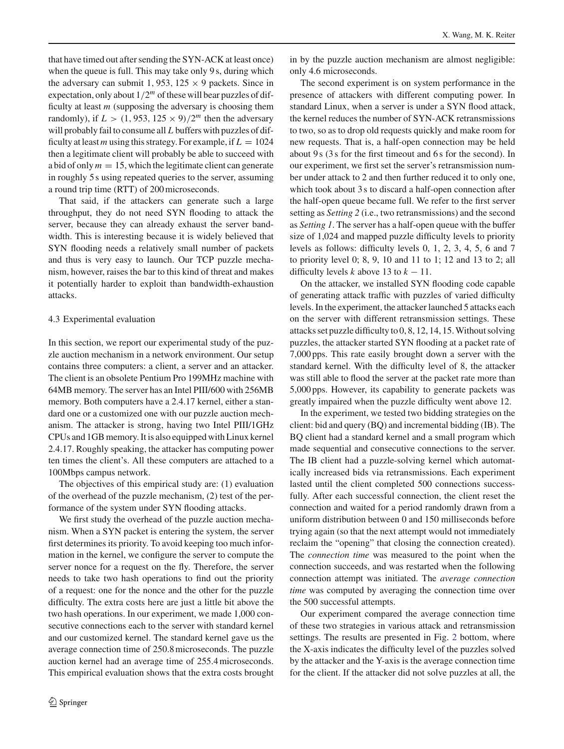that have timed out after sending the SYN-ACK at least once) when the queue is full. This may take only 9 s, during which the adversary can submit $1,953,125 \times 9$ packets. Since in expectation, only about $1/2^m$ of these will bear puzzles of difficulty at least $m$ (supposing the adversary is choosing them randomly), if $L > (1,953,125 \times 9)/2^m$ then the adversary will probably fail to consume all $L$ buffers with puzzles of difficulty at least $m$ using this strategy. For example, if $L = 1024$ then a legitimate client will probably be able to succeed with a bid of only $m = 15$, which the legitimate client can generate in roughly 5 s using repeated queries to the server, assuming a round trip time (RTT) of 200 microseconds.

That said, if the attackers can generate such a large throughput, they do not need SYN flooding to attack the server, because they can already exhaust the server bandwidth. This is interesting because it is widely believed that SYN flooding needs a relatively small number of packets and thus is very easy to launch. Our TCP puzzle mechanism, however, raises the bar to this kind of threat and makes it potentially harder to exploit than bandwidth-exhaustion attacks.

### 4.3 Experimental evaluation

In this section, we report our experimental study of the puzzle auction mechanism in a network environment. Our setup contains three computers: a client, a server and an attacker. The client is an obsolete Pentium Pro 199MHz machine with 64MB memory. The server has an Intel PIII/600 with 256MB memory. Both computers have a 2.4.17 kernel, either a standard one or a customized one with our puzzle auction mechanism. The attacker is strong, having two Intel PIII/1GHz CPUs and 1GB memory. It is also equipped with Linux kernel 2.4.17. Roughly speaking, the attacker has computing power ten times the client's. All these computers are attached to a 100Mbps campus network.

The objectives of this empirical study are: (1) evaluation of the overhead of the puzzle mechanism, (2) test of the performance of the system under SYN flooding attacks.

We first study the overhead of the puzzle auction mechanism. When a SYN packet is entering the system, the server first determines its priority. To avoid keeping too much information in the kernel, we configure the server to compute the server nonce for a request on the fly. Therefore, the server needs to take two hash operations to find out the priority of a request: one for the nonce and the other for the puzzle difficulty. The extra costs here are just a little bit above the two hash operations. In our experiment, we made 1,000 consecutive connections each to the server with standard kernel and our customized kernel. The standard kernel gave us the average connection time of 250.8 microseconds. The puzzle auction kernel had an average time of 255.4 microseconds. This empirical evaluation shows that the extra costs brought in by the puzzle auction mechanism are almost negligible: only 4.6 microseconds.

The second experiment is on system performance in the presence of attackers with different computing power. In standard Linux, when a server is under a SYN flood attack, the kernel reduces the number of SYN-ACK retransmissions to two, so as to drop old requests quickly and make room for new requests. That is, a half-open connection may be held about 9 s (3 s for the first timeout and 6 s for the second). In our experiment, we first set the server's retransmission number under attack to 2 and then further reduced it to only one, which took about 3 s to discard a half-open connection after the half-open queue became full. We refer to the first server setting as *Setting 2* (i.e., two retransmissions) and the second as *Setting 1*. The server has a half-open queue with the buffer size of 1,024 and mapped puzzle difficulty levels to priority levels as follows: difficulty levels 0, 1, 2, 3, 4, 5, 6 and 7 to priority level 0; 8, 9, 10 and 11 to 1; 12 and 13 to 2; all difficulty levels $k$ above 13 to $k - 11$.

On the attacker, we installed SYN flooding code capable of generating attack traffic with puzzles of varied difficulty levels. In the experiment, the attacker launched 5 attacks each on the server with different retransmission settings. These attacks set puzzle difficulty to 0, 8, 12, 14, 15. Without solving puzzles, the attacker started SYN flooding at a packet rate of 7,000 pps. This rate easily brought down a server with the standard kernel. With the difficulty level of 8, the attacker was still able to flood the server at the packet rate more than 5,000 pps. However, its capability to generate packets was greatly impaired when the puzzle difficulty went above 12.

In the experiment, we tested two bidding strategies on the client: bid and query (BQ) and incremental bidding (IB). The BQ client had a standard kernel and a small program which made sequential and consecutive connections to the server. The IB client had a puzzle-solving kernel which automatically increased bids via retransmissions. Each experiment lasted until the client completed 500 connections successfully. After each successful connection, the client reset the connection and waited for a period randomly drawn from a uniform distribution between 0 and 150 milliseconds before trying again (so that the next attempt would not immediately reclaim the "opening" that closing the connection created). The *connection time* was measured to the point when the connection succeeds, and was restarted when the following connection attempt was initiated. The *average connection time* was computed by averaging the connection time over the 500 successful attempts.

Our experiment compared the average connection time of these two strategies in various attack and retransmission settings. The results are presented in Fig. 2 bottom, where the X-axis indicates the difficulty level of the puzzles solved by the attacker and the Y-axis is the average connection time for the client. If the attacker did not solve puzzles at all, the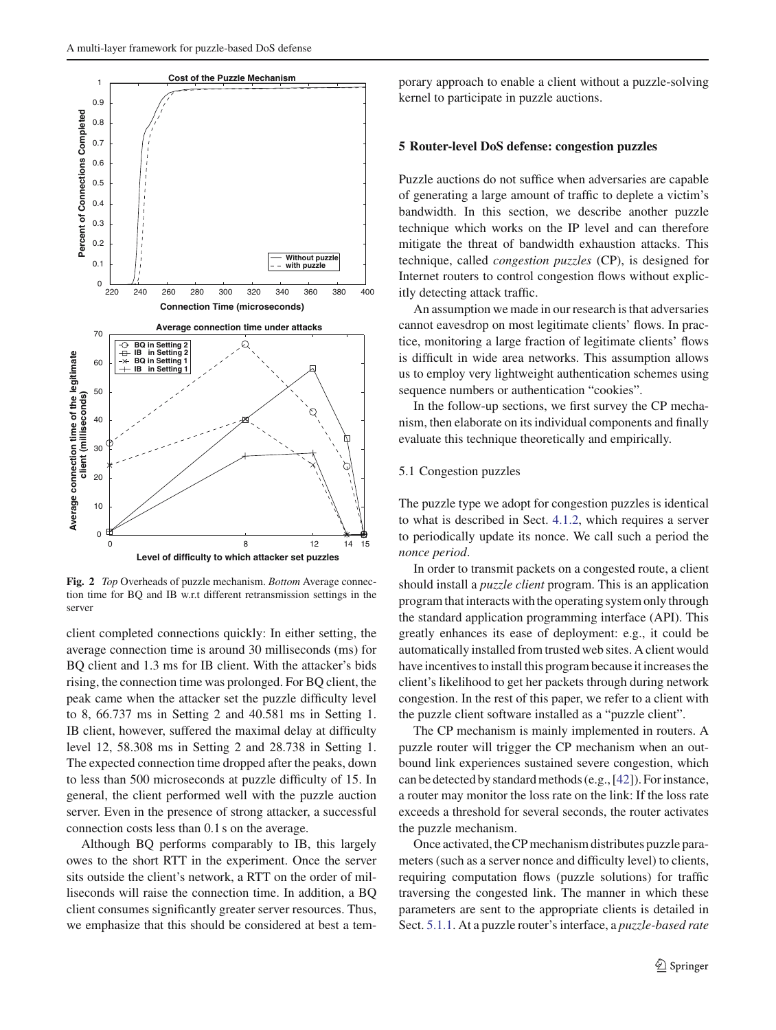**Fig. 2** *Top* Overheads of puzzle mechanism. *Bottom* Average connection time for BQ and IB w.r.t different retransmission settings in the server

client completed connections quickly: In either setting, the average connection time is around 30 milliseconds (ms) for BQ client and 1.3 ms for IB client. With the attacker's bids rising, the connection time was prolonged. For BQ client, the peak came when the attacker set the puzzle difficulty level to 8, 66.737 ms in Setting 2 and 40.581 ms in Setting 1. IB client, however, suffered the maximal delay at difficulty level 12, 58.308 ms in Setting 2 and 28.738 in Setting 1. The expected connection time dropped after the peaks, down to less than 500 microseconds at puzzle difficulty of 15. In general, the client performed well with the puzzle auction server. Even in the presence of strong attacker, a successful connection costs less than 0.1 s on the average.

Although BQ performs comparably to IB, this largely owes to the short RTT in the experiment. Once the server sits outside the client's network, a RTT on the order of milliseconds will raise the connection time. In addition, a BQ client consumes significantly greater server resources. Thus, we emphasize that this should be considered at best a temporary approach to enable a client without a puzzle-solving kernel to participate in puzzle auctions.

## 5 Router-level DoS defense: congestion puzzles

Puzzle auctions do not suffice when adversaries are capable of generating a large amount of traffic to deplete a victim's bandwidth. In this section, we describe another puzzle technique which works on the IP level and can therefore mitigate the threat of bandwidth exhaustion attacks. This technique, called *congestion puzzles* (CP), is designed for Internet routers to control congestion flows without explicitly detecting attack traffic.

An assumption we made in our research is that adversaries cannot eavesdrop on most legitimate clients' flows. In practice, monitoring a large fraction of legitimate clients' flows is difficult in wide area networks. This assumption allows us to employ very lightweight authentication schemes using sequence numbers or authentication "cookies".

In the follow-up sections, we first survey the CP mechanism, then elaborate on its individual components and finally evaluate this technique theoretically and empirically.

### 5.1 Congestion puzzles

The puzzle type we adopt for congestion puzzles is identical to what is described in Sect. 4.1.2, which requires a server to periodically update its nonce. We call such a period the *nonce period*.

In order to transmit packets on a congested route, a client should install a *puzzle client* program. This is an application program that interacts with the operating system only through the standard application programming interface (API). This greatly enhances its ease of deployment: e.g., it could be automatically installed from trusted web sites. A client would have incentives to install this program because it increases the client's likelihood to get her packets through during network congestion. In the rest of this paper, we refer to a client with the puzzle client software installed as a "puzzle client".

The CP mechanism is mainly implemented in routers. A puzzle router will trigger the CP mechanism when an outbound link experiences sustained severe congestion, which can be detected by standard methods (e.g., [42]). For instance, a router may monitor the loss rate on the link: If the loss rate exceeds a threshold for several seconds, the router activates the puzzle mechanism.

Once activated, the CP mechanism distributes puzzle parameters (such as a server nonce and difficulty level) to clients, requiring computation flows (puzzle solutions) for traffic traversing the congested link. The manner in which these parameters are sent to the appropriate clients is detailed in Sect. 5.1.1. At a puzzle router's interface, a *puzzle-based rate*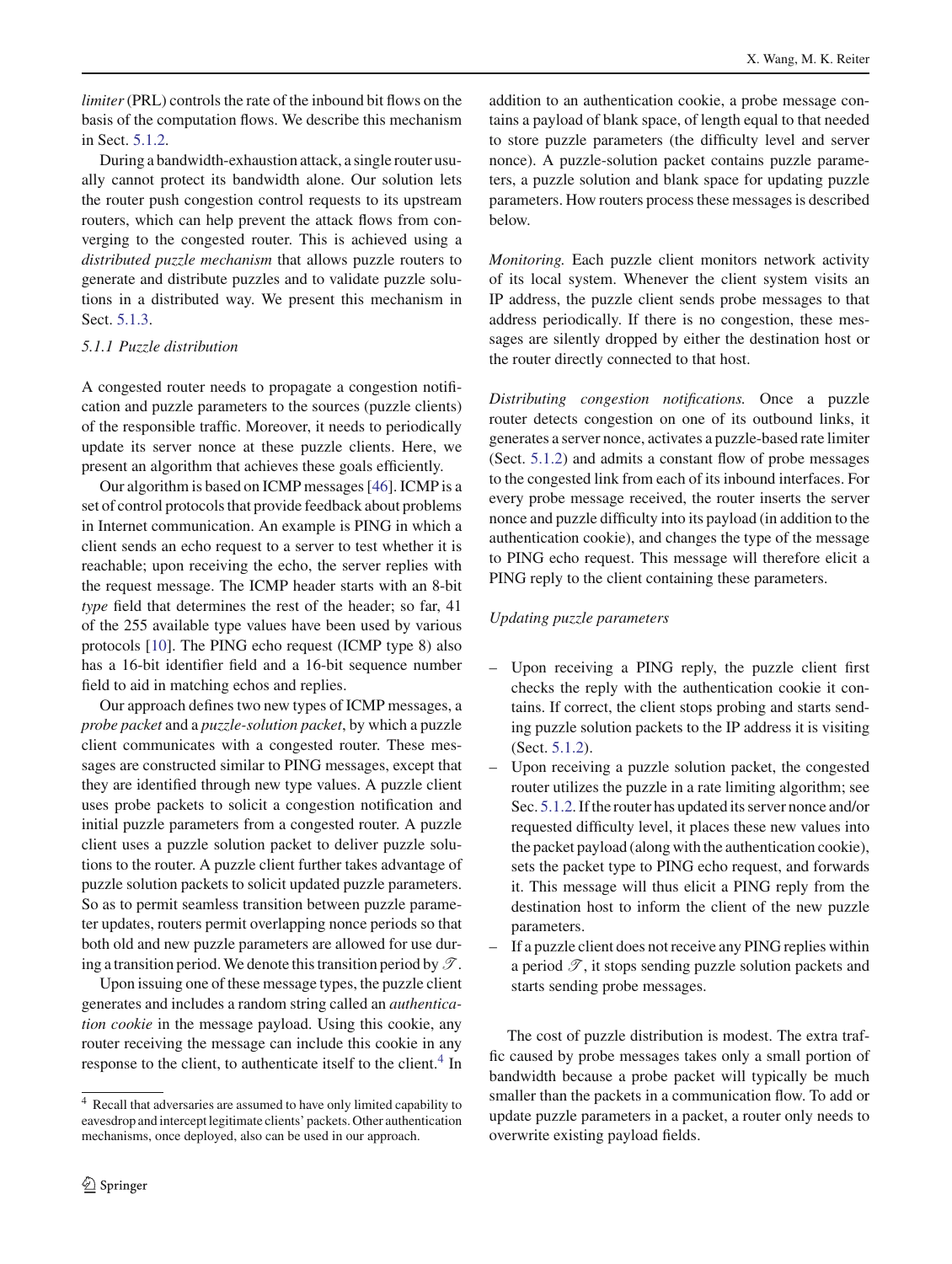*limiter* (PRL) controls the rate of the inbound bit flows on the basis of the computation flows. We describe this mechanism in Sect. 5.1.2.

During a bandwidth-exhaustion attack, a single router usually cannot protect its bandwidth alone. Our solution lets the router push congestion control requests to its upstream routers, which can help prevent the attack flows from converging to the congested router. This is achieved using a *distributed puzzle mechanism* that allows puzzle routers to generate and distribute puzzles and to validate puzzle solutions in a distributed way. We present this mechanism in Sect. 5.1.3.

#### 5.1.1 Puzzle distribution

A congested router needs to propagate a congestion notification and puzzle parameters to the sources (puzzle clients) of the responsible traffic. Moreover, it needs to periodically update its server nonce at these puzzle clients. Here, we present an algorithm that achieves these goals efficiently.

Our algorithm is based on ICMP messages [46]. ICMP is a set of control protocols that provide feedback about problems in Internet communication. An example is PING in which a client sends an echo request to a server to test whether it is reachable; upon receiving the echo, the server replies with the request message. The ICMP header starts with an 8-bit *type* field that determines the rest of the header; so far, 41 of the 255 available type values have been used by various protocols [10]. The PING echo request (ICMP type 8) also has a 16-bit identifier field and a 16-bit sequence number field to aid in matching echos and replies.

Our approach defines two new types of ICMP messages, a *probe packet* and a *puzzle-solution packet*, by which a puzzle client communicates with a congested router. These messages are constructed similar to PING messages, except that they are identified through new type values. A puzzle client uses probe packets to solicit a congestion notification and initial puzzle parameters from a congested router. A puzzle client uses a puzzle solution packet to deliver puzzle solutions to the router. A puzzle client further takes advantage of puzzle solution packets to solicit updated puzzle parameters. So as to permit seamless transition between puzzle parameter updates, routers permit overlapping nonce periods so that both old and new puzzle parameters are allowed for use during a transition period. We denote this transition period by $\mathscr{T}$.

Upon issuing one of these message types, the puzzle client generates and includes a random string called an *authentication cookie* in the message payload. Using this cookie, any router receiving the message can include this cookie in any response to the client, to authenticate itself to the client.[4] In addition to an authentication cookie, a probe message contains a payload of blank space, of length equal to that needed to store puzzle parameters (the difficulty level and server nonce). A puzzle-solution packet contains puzzle parameters, a puzzle solution and blank space for updating puzzle parameters. How routers process these messages is described below.

*Monitoring.* Each puzzle client monitors network activity of its local system. Whenever the client system visits an IP address, the puzzle client sends probe messages to that address periodically. If there is no congestion, these messages are silently dropped by either the destination host or the router directly connected to that host.

*Distributing congestion notifications.* Once a puzzle router detects congestion on one of its outbound links, it generates a server nonce, activates a puzzle-based rate limiter (Sect. 5.1.2) and admits a constant flow of probe messages to the congested link from each of its inbound interfaces. For every probe message received, the router inserts the server nonce and puzzle difficulty into its payload (in addition to the authentication cookie), and changes the type of the message to PING echo request. This message will therefore elicit a PING reply to the client containing these parameters.

*Updating puzzle parameters*

- Upon receiving a PING reply, the puzzle client first checks the reply with the authentication cookie it contains. If correct, the client stops probing and starts sending puzzle solution packets to the IP address it is visiting (Sect. 5.1.2).
- Upon receiving a puzzle solution packet, the congested router utilizes the puzzle in a rate limiting algorithm; see Sec. 5.1.2. If the router has updated its server nonce and/or requested difficulty level, it places these new values into the packet payload (along with the authentication cookie), sets the packet type to PING echo request, and forwards it. This message will thus elicit a PING reply from the destination host to inform the client of the new puzzle parameters.
- If a puzzle client does not receive any PING replies within a period $\mathscr{T}$, it stops sending puzzle solution packets and starts sending probe messages.

The cost of puzzle distribution is modest. The extra traffic caused by probe messages takes only a small portion of bandwidth because a probe packet will typically be much smaller than the packets in a communication flow. To add or update puzzle parameters in a packet, a router only needs to overwrite existing payload fields.

[4] Recall that adversaries are assumed to have only limited capability to eavesdrop and intercept legitimate clients' packets. Other authentication mechanisms, once deployed, also can be used in our approach.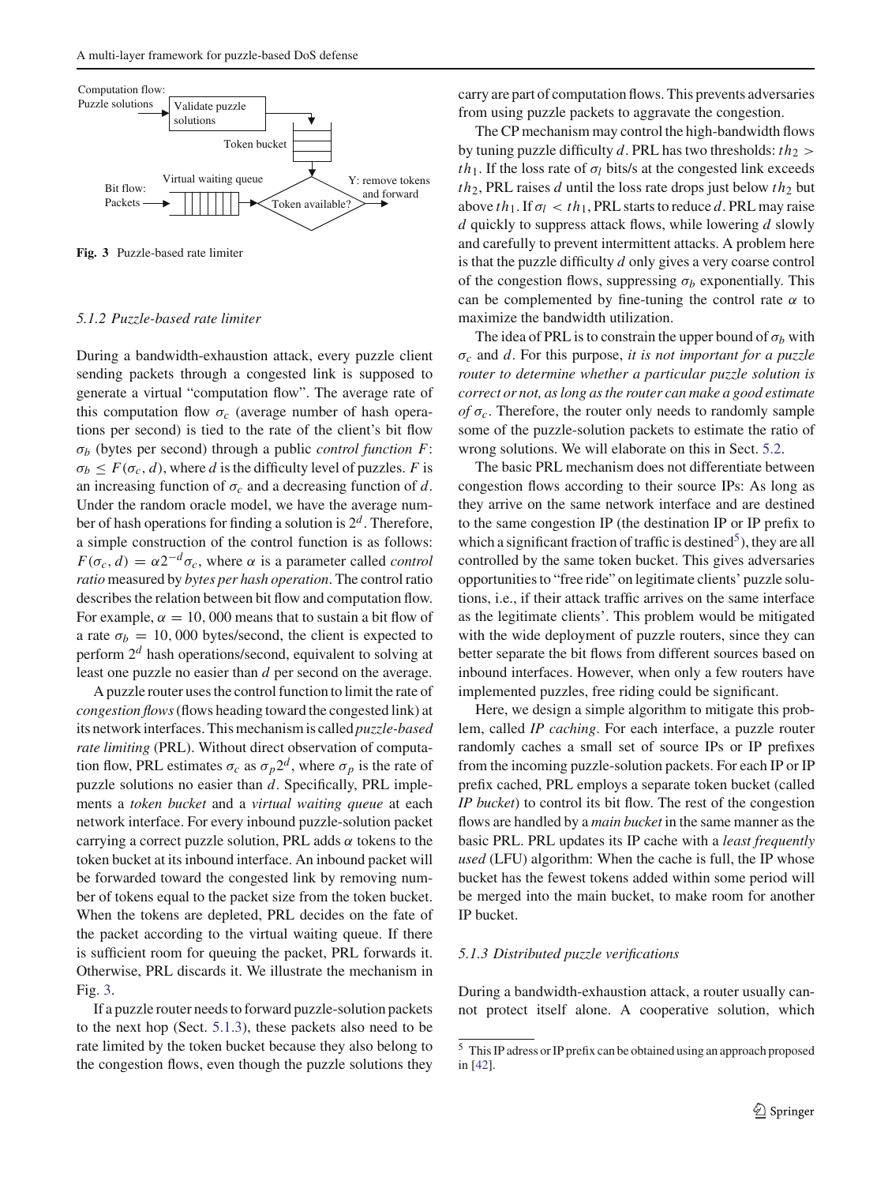Computation flow: Puzzle solutions → Validate puzzle solutions → Token bucket

Bit flow: Packets → Virtual waiting queue → Token available? → Y: remove tokens and forward

**Fig. 3** Puzzle-based rate limiter

### 5.1.2 Puzzle-based rate limiter

During a bandwidth-exhaustion attack, every puzzle client sending packets through a congested link is supposed to generate a virtual "computation flow". The average rate of this computation flow $\sigma_c$ (average number of hash operations per second) is tied to the rate of the client's bit flow $\sigma_b$ (bytes per second) through a public *control function* $F$: $\sigma_b \leq F(\sigma_c, d)$, where $d$ is the difficulty level of puzzles. $F$ is an increasing function of $\sigma_c$ and a decreasing function of $d$. Under the random oracle model, we have the average number of hash operations for finding a solution is $2^d$. Therefore, a simple construction of the control function is as follows: $F(\sigma_c, d) = \alpha 2^{-d} \sigma_c$, where $\alpha$ is a parameter called *control ratio* measured by *bytes per hash operation*. The control ratio describes the relation between bit flow and computation flow. For example, $\alpha = 10,000$ means that to sustain a bit flow of a rate $\sigma_b = 10,000$ bytes/second, the client is expected to perform $2^d$ hash operations/second, equivalent to solving at least one puzzle no easier than $d$ per second on the average.

A puzzle router uses the control function to limit the rate of *congestion flows* (flows heading toward the congested link) at its network interfaces. This mechanism is called *puzzle-based rate limiting* (PRL). Without direct observation of computation flow, PRL estimates $\sigma_c$ as $\sigma_p 2^d$, where $\sigma_p$ is the rate of puzzle solutions no easier than $d$. Specifically, PRL implements a *token bucket* and a *virtual waiting queue* at each network interface. For every inbound puzzle-solution packet carrying a correct puzzle solution, PRL adds $\alpha$ tokens to the token bucket at its inbound interface. An inbound packet will be forwarded toward the congested link by removing number of tokens equal to the packet size from the token bucket. When the tokens are depleted, PRL decides on the fate of the packet according to the virtual waiting queue. If there is sufficient room for queuing the packet, PRL forwards it. Otherwise, PRL discards it. We illustrate the mechanism in Fig. 3.

If a puzzle router needs to forward puzzle-solution packets to the next hop (Sect. 5.1.3), these packets also need to be rate limited by the token bucket because they also belong to the congestion flows, even though the puzzle solutions they carry are part of computation flows. This prevents adversaries from using puzzle packets to aggravate the congestion.

The CP mechanism may control the high-bandwidth flows by tuning puzzle difficulty $d$. PRL has two thresholds: $th_2 > th_1$. If the loss rate of $\sigma_l$ bits/s at the congested link exceeds $th_2$, PRL raises $d$ until the loss rate drops just below $th_2$ but above $th_1$. If $\sigma_l < th_1$, PRL starts to reduce $d$. PRL may raise $d$ quickly to suppress attack flows, while lowering $d$ slowly and carefully to prevent intermittent attacks. A problem here is that the puzzle difficulty $d$ only gives a very coarse control of the congestion flows, suppressing $\sigma_b$ exponentially. This can be complemented by fine-tuning the control rate $\alpha$ to maximize the bandwidth utilization.

The idea of PRL is to constrain the upper bound of $\sigma_b$ with $\sigma_c$ and $d$. For this purpose, *it is not important for a puzzle router to determine whether a particular puzzle solution is correct or not, as long as the router can make a good estimate of* $\sigma_c$. Therefore, the router only needs to randomly sample some of the puzzle-solution packets to estimate the ratio of wrong solutions. We will elaborate on this in Sect. 5.2.

The basic PRL mechanism does not differentiate between congestion flows according to their source IPs: As long as they arrive on the same network interface and are destined to the same congestion IP (the destination IP or IP prefix to which a significant fraction of traffic is destined[5]), they are all controlled by the same token bucket. This gives adversaries opportunities to "free ride" on legitimate clients' puzzle solutions, i.e., if their attack traffic arrives on the same interface as the legitimate clients'. This problem would be mitigated with the wide deployment of puzzle routers, since they can better separate the bit flows from different sources based on inbound interfaces. However, when only a few routers have implemented puzzles, free riding could be significant.

Here, we design a simple algorithm to mitigate this problem, called *IP caching*. For each interface, a puzzle router randomly caches a small set of source IPs or IP prefixes from the incoming puzzle-solution packets. For each IP or IP prefix cached, PRL employs a separate token bucket (called *IP bucket*) to control its bit flow. The rest of the congestion flows are handled by a *main bucket* in the same manner as the basic PRL. PRL updates its IP cache with a *least frequently used* (LFU) algorithm: When the cache is full, the IP whose bucket has the fewest tokens added within some period will be merged into the main bucket, to make room for another IP bucket.

### 5.1.3 Distributed puzzle verifications

During a bandwidth-exhaustion attack, a router usually cannot protect itself alone. A cooperative solution, which

[5] This IP adress or IP prefix can be obtained using an approach proposed in [42].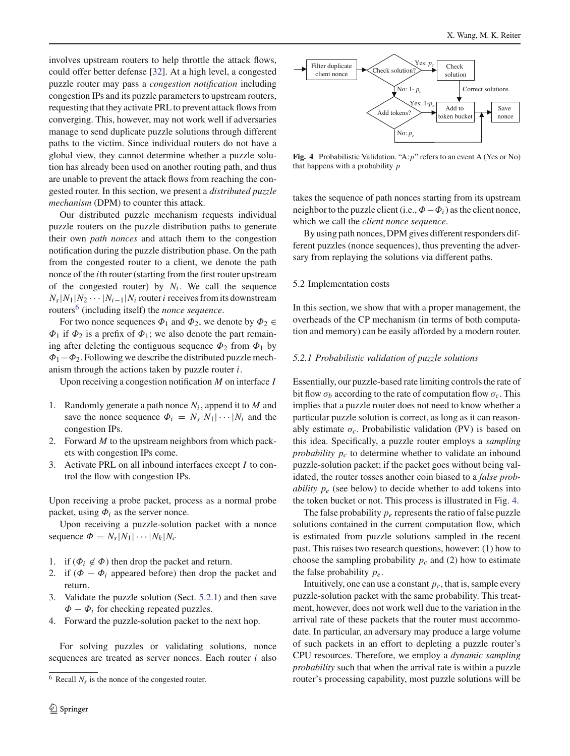involves upstream routers to help throttle the attack flows, could offer better defense [32]. At a high level, a congested puzzle router may pass a *congestion notification* including congestion IPs and its puzzle parameters to upstream routers, requesting that they activate PRL to prevent attack flows from converging. This, however, may not work well if adversaries manage to send duplicate puzzle solutions through different paths to the victim. Since individual routers do not have a global view, they cannot determine whether a puzzle solution has already been used on another routing path, and thus are unable to prevent the attack flows from reaching the congested router. In this section, we present a *distributed puzzle mechanism* (DPM) to counter this attack.

Our distributed puzzle mechanism requests individual puzzle routers on the puzzle distribution paths to generate their own *path nonces* and attach them to the congestion notification during the puzzle distribution phase. On the path from the congested router to a client, we denote the path nonce of the $i$th router (starting from the first router upstream of the congested router) by $N_i$. We call the sequence $N_s|N_1|N_2 \cdots |N_{i-1}|N_i$ router $i$ receives from its downstream routers[6] (including itself) the *nonce sequence*.

For two nonce sequences $\Phi_1$ and $\Phi_2$, we denote by $\Phi_2 \in \Phi_1$ if $\Phi_2$ is a prefix of $\Phi_1$; we also denote the part remaining after deleting the contiguous sequence $\Phi_2$ from $\Phi_1$ by $\Phi_1 - \Phi_2$. Following we describe the distributed puzzle mechanism through the actions taken by puzzle router $i$.

Upon receiving a congestion notification $M$ on interface $I$

1. Randomly generate a path nonce $N_i$, append it to $M$ and save the nonce sequence $\Phi_i = N_s|N_1|\cdots|N_i$ and the congestion IPs.
2. Forward $M$ to the upstream neighbors from which packets with congestion IPs come.
3. Activate PRL on all inbound interfaces except $I$ to control the flow with congestion IPs.

Upon receiving a probe packet, process as a normal probe packet, using $\Phi_i$ as the server nonce.

Upon receiving a puzzle-solution packet with a nonce sequence $\Phi = N_s|N_1|\cdots|N_k|N_c$

1. if ($\Phi_i \notin \Phi$) then drop the packet and return.
2. if ($\Phi - \Phi_i$ appeared before) then drop the packet and return.
3. Validate the puzzle solution (Sect. 5.2.1) and then save $\Phi - \Phi_i$ for checking repeated puzzles.
4. Forward the puzzle-solution packet to the next hop.

For solving puzzles or validating solutions, nonce sequences are treated as server nonces. Each router $i$ also takes the sequence of path nonces starting from its upstream neighbor to the puzzle client (i.e., $\Phi - \Phi_i$) as the client nonce, which we call the *client nonce sequence*.

By using path nonces, DPM gives different responders different puzzles (nonce sequences), thus preventing the adversary from replaying the solutions via different paths.

[6] Recall $N_s$ is the nonce of the congested router.

**Fig. 4** Probabilistic Validation. "A:$p$" refers to an event A (Yes or No) that happens with a probability $p$

## 5.2 Implementation costs

In this section, we show that with a proper management, the overheads of the CP mechanism (in terms of both computation and memory) can be easily afforded by a modern router.

### 5.2.1 Probabilistic validation of puzzle solutions

Essentially, our puzzle-based rate limiting controls the rate of bit flow $\sigma_b$ according to the rate of computation flow $\sigma_c$. This implies that a puzzle router does not need to know whether a particular puzzle solution is correct, as long as it can reasonably estimate $\sigma_c$. Probabilistic validation (PV) is based on this idea. Specifically, a puzzle router employs a *sampling probability* $p_c$ to determine whether to validate an inbound puzzle-solution packet; if the packet goes without being validated, the router tosses another coin biased to a *false probability* $p_e$ (see below) to decide whether to add tokens into the token bucket or not. This process is illustrated in Fig. 4.

The false probability $p_e$ represents the ratio of false puzzle solutions contained in the current computation flow, which is estimated from puzzle solutions sampled in the recent past. This raises two research questions, however: (1) how to choose the sampling probability $p_c$ and (2) how to estimate the false probability $p_e$.

Intuitively, one can use a constant $p_c$, that is, sample every puzzle-solution packet with the same probability. This treatment, however, does not work well due to the variation in the arrival rate of these packets that the router must accommodate. In particular, an adversary may produce a large volume of such packets in an effort to depleting a puzzle router's CPU resources. Therefore, we employ a *dynamic sampling probability* such that when the arrival rate is within a puzzle router's processing capability, most puzzle solutions will be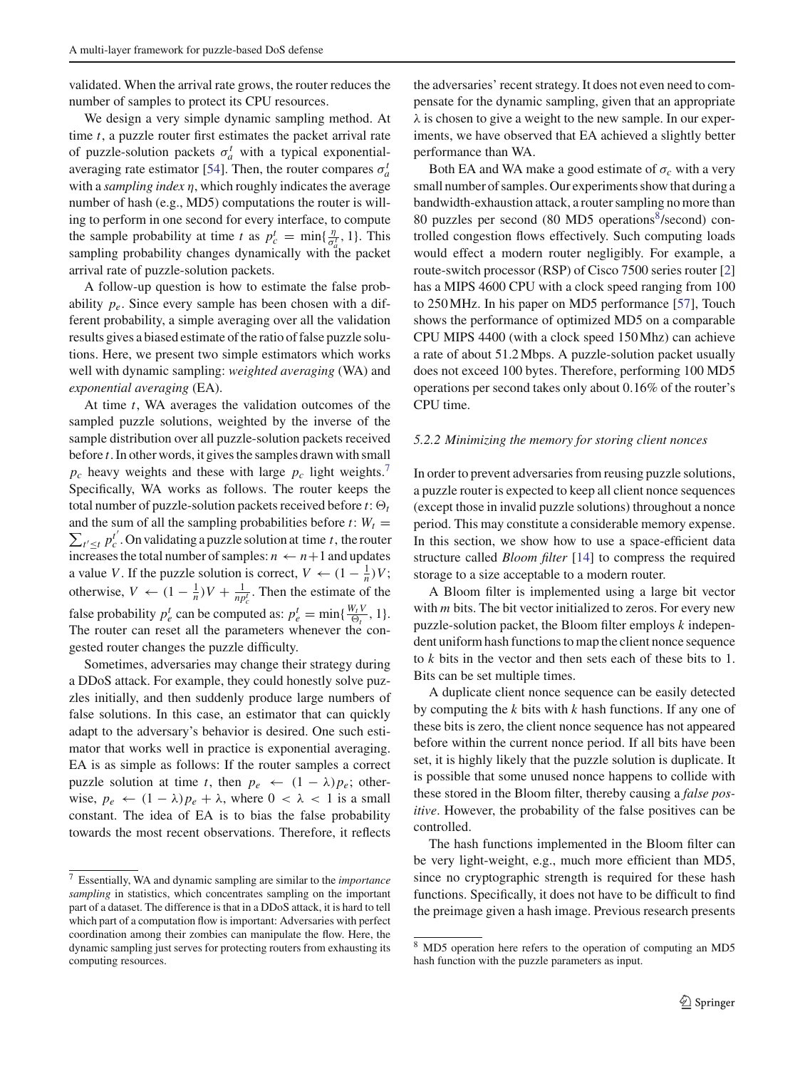validated. When the arrival rate grows, the router reduces the number of samples to protect its CPU resources.

We design a very simple dynamic sampling method. At time $t$, a puzzle router first estimates the packet arrival rate of puzzle-solution packets $\sigma_a^t$ with a typical exponential-averaging rate estimator [54]. Then, the router compares $\sigma_a^t$ with a *sampling index* $\eta$, which roughly indicates the average number of hash (e.g., MD5) computations the router is willing to perform in one second for every interface, to compute the sample probability at time $t$ as $p_c^t = \min\{\frac{\eta}{\sigma_a^t}, 1\}$. This sampling probability changes dynamically with the packet arrival rate of puzzle-solution packets.

A follow-up question is how to estimate the false probability $p_e$. Since every sample has been chosen with a different probability, a simple averaging over all the validation results gives a biased estimate of the ratio of false puzzle solutions. Here, we present two simple estimators which works well with dynamic sampling: *weighted averaging* (WA) and *exponential averaging* (EA).

At time $t$, WA averages the validation outcomes of the sampled puzzle solutions, weighted by the inverse of the sample distribution over all puzzle-solution packets received before $t$. In other words, it gives the samples drawn with small $p_c$ heavy weights and these with large $p_c$ light weights.[7] Specifically, WA works as follows. The router keeps the total number of puzzle-solution packets received before $t$: $\Theta_t$ and the sum of all the sampling probabilities before $t$: $W_t = \sum_{t' \le t} p_c^{t'}$. On validating a puzzle solution at time $t$, the router increases the total number of samples: $n \leftarrow n+1$ and updates a value $V$. If the puzzle solution is correct, $V \leftarrow (1 - \frac{1}{n})V$; otherwise, $V \leftarrow (1 - \frac{1}{n})V + \frac{1}{np_c^t}$. Then the estimate of the false probability $p_e^t$ can be computed as: $p_e^t = \min\{\frac{W_t V}{\Theta_t}, 1\}$. The router can reset all the parameters whenever the congested router changes the puzzle difficulty.

Sometimes, adversaries may change their strategy during a DDoS attack. For example, they could honestly solve puzzles initially, and then suddenly produce large numbers of false solutions. In this case, an estimator that can quickly adapt to the adversary's behavior is desired. One such estimator that works well in practice is exponential averaging. EA is as simple as follows: If the router samples a correct puzzle solution at time $t$, then $p_e \leftarrow (1 - \lambda)p_e$; otherwise, $p_e \leftarrow (1 - \lambda)p_e + \lambda$, where $0 < \lambda < 1$ is a small constant. The idea of EA is to bias the false probability towards the most recent observations. Therefore, it reflects the adversaries' recent strategy. It does not even need to compensate for the dynamic sampling, given that an appropriate $\lambda$ is chosen to give a weight to the new sample. In our experiments, we have observed that EA achieved a slightly better performance than WA.

Both EA and WA make a good estimate of $\sigma_c$ with a very small number of samples. Our experiments show that during a bandwidth-exhaustion attack, a router sampling no more than 80 puzzles per second (80 MD5 operations[8]/second) controlled congestion flows effectively. Such computing loads would effect a modern router negligibly. For example, a route-switch processor (RSP) of Cisco 7500 series router [2] has a MIPS 4600 CPU with a clock speed ranging from 100 to 250 MHz. In his paper on MD5 performance [57], Touch shows the performance of optimized MD5 on a comparable CPU MIPS 4400 (with a clock speed 150 Mhz) can achieve a rate of about 51.2 Mbps. A puzzle-solution packet usually does not exceed 100 bytes. Therefore, performing 100 MD5 operations per second takes only about 0.16% of the router's CPU time.

#### 5.2.2 Minimizing the memory for storing client nonces

In order to prevent adversaries from reusing puzzle solutions, a puzzle router is expected to keep all client nonce sequences (except those in invalid puzzle solutions) throughout a nonce period. This may constitute a considerable memory expense. In this section, we show how to use a space-efficient data structure called *Bloom filter* [14] to compress the required storage to a size acceptable to a modern router.

A Bloom filter is implemented using a large bit vector with $m$ bits. The bit vector initialized to zeros. For every new puzzle-solution packet, the Bloom filter employs $k$ independent uniform hash functions to map the client nonce sequence to $k$ bits in the vector and then sets each of these bits to 1. Bits can be set multiple times.

A duplicate client nonce sequence can be easily detected by computing the $k$ bits with $k$ hash functions. If any one of these bits is zero, the client nonce sequence has not appeared before within the current nonce period. If all bits have been set, it is highly likely that the puzzle solution is duplicate. It is possible that some unused nonce happens to collide with these stored in the Bloom filter, thereby causing a *false positive*. However, the probability of the false positives can be controlled.

The hash functions implemented in the Bloom filter can be very light-weight, e.g., much more efficient than MD5, since no cryptographic strength is required for these hash functions. Specifically, it does not have to be difficult to find the preimage given a hash image. Previous research presents

[7] Essentially, WA and dynamic sampling are similar to the *importance sampling* in statistics, which concentrates sampling on the important part of a dataset. The difference is that in a DDoS attack, it is hard to tell which part of a computation flow is important: Adversaries with perfect coordination among their zombies can manipulate the flow. Here, the dynamic sampling just serves for protecting routers from exhausting its computing resources.

[8] MD5 operation here refers to the operation of computing an MD5 hash function with the puzzle parameters as input.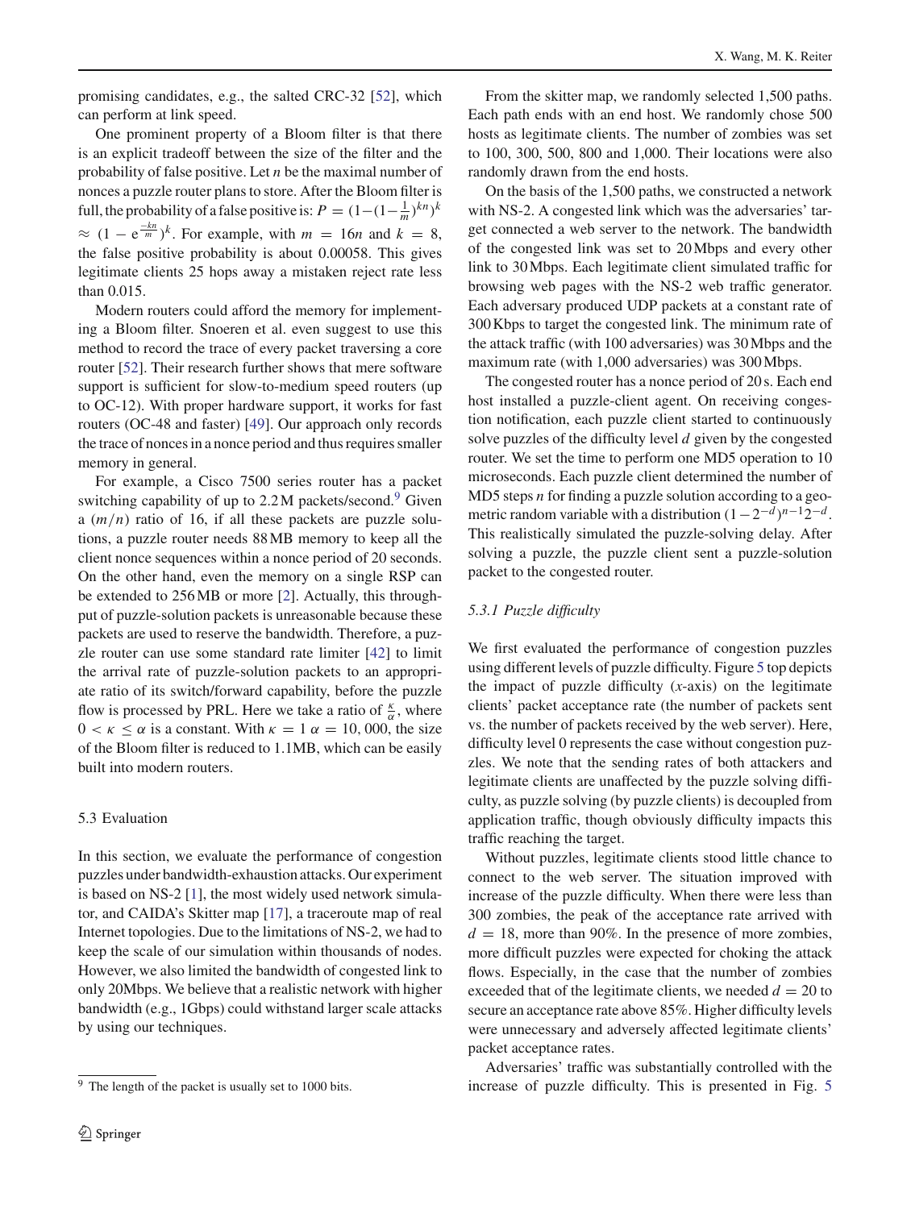promising candidates, e.g., the salted CRC-32 [52], which can perform at link speed.

One prominent property of a Bloom filter is that there is an explicit tradeoff between the size of the filter and the probability of false positive. Let $n$ be the maximal number of nonces a puzzle router plans to store. After the Bloom filter is full, the probability of a false positive is: $P = (1-(1-\frac{1}{m})^{kn})^k \approx (1 - e^{\frac{-kn}{m}})^k$. For example, with $m = 16n$ and $k = 8$, the false positive probability is about 0.00058. This gives legitimate clients 25 hops away a mistaken reject rate less than 0.015.

Modern routers could afford the memory for implementing a Bloom filter. Snoeren et al. even suggest to use this method to record the trace of every packet traversing a core router [52]. Their research further shows that mere software support is sufficient for slow-to-medium speed routers (up to OC-12). With proper hardware support, it works for fast routers (OC-48 and faster) [49]. Our approach only records the trace of nonces in a nonce period and thus requires smaller memory in general.

For example, a Cisco 7500 series router has a packet switching capability of up to 2.2 M packets/second.[9] Given a $(m/n)$ ratio of 16, if all these packets are puzzle solutions, a puzzle router needs 88 MB memory to keep all the client nonce sequences within a nonce period of 20 seconds. On the other hand, even the memory on a single RSP can be extended to 256 MB or more [2]. Actually, this throughput of puzzle-solution packets is unreasonable because these packets are used to reserve the bandwidth. Therefore, a puzzle router can use some standard rate limiter [42] to limit the arrival rate of puzzle-solution packets to an appropriate ratio of its switch/forward capability, before the puzzle flow is processed by PRL. Here we take a ratio of $\frac{\kappa}{\alpha}$, where $0 < \kappa \leq \alpha$ is a constant. With $\kappa = 1$ $\alpha = 10,000$, the size of the Bloom filter is reduced to 1.1MB, which can be easily built into modern routers.

### 5.3 Evaluation

In this section, we evaluate the performance of congestion puzzles under bandwidth-exhaustion attacks. Our experiment is based on NS-2 [1], the most widely used network simulator, and CAIDA's Skitter map [17], a traceroute map of real Internet topologies. Due to the limitations of NS-2, we had to keep the scale of our simulation within thousands of nodes. However, we also limited the bandwidth of congested link to only 20Mbps. We believe that a realistic network with higher bandwidth (e.g., 1Gbps) could withstand larger scale attacks by using our techniques.

[9] The length of the packet is usually set to 1000 bits.

From the skitter map, we randomly selected 1,500 paths. Each path ends with an end host. We randomly chose 500 hosts as legitimate clients. The number of zombies was set to 100, 300, 500, 800 and 1,000. Their locations were also randomly drawn from the end hosts.

On the basis of the 1,500 paths, we constructed a network with NS-2. A congested link which was the adversaries' target connected a web server to the network. The bandwidth of the congested link was set to 20 Mbps and every other link to 30 Mbps. Each legitimate client simulated traffic for browsing web pages with the NS-2 web traffic generator. Each adversary produced UDP packets at a constant rate of 300 Kbps to target the congested link. The minimum rate of the attack traffic (with 100 adversaries) was 30 Mbps and the maximum rate (with 1,000 adversaries) was 300 Mbps.

The congested router has a nonce period of 20 s. Each end host installed a puzzle-client agent. On receiving congestion notification, each puzzle client started to continuously solve puzzles of the difficulty level $d$ given by the congested router. We set the time to perform one MD5 operation to 10 microseconds. Each puzzle client determined the number of MD5 steps $n$ for finding a puzzle solution according to a geometric random variable with a distribution $(1-2^{-d})^{n-1}2^{-d}$. This realistically simulated the puzzle-solving delay. After solving a puzzle, the puzzle client sent a puzzle-solution packet to the congested router.

#### 5.3.1 Puzzle difficulty

We first evaluated the performance of congestion puzzles using different levels of puzzle difficulty. Figure 5 top depicts the impact of puzzle difficulty ($x$-axis) on the legitimate clients' packet acceptance rate (the number of packets sent vs. the number of packets received by the web server). Here, difficulty level 0 represents the case without congestion puzzles. We note that the sending rates of both attackers and legitimate clients are unaffected by the puzzle solving difficulty, as puzzle solving (by puzzle clients) is decoupled from application traffic, though obviously difficulty impacts this traffic reaching the target.

Without puzzles, legitimate clients stood little chance to connect to the web server. The situation improved with increase of the puzzle difficulty. When there were less than 300 zombies, the peak of the acceptance rate arrived with $d = 18$, more than 90%. In the presence of more zombies, more difficult puzzles were expected for choking the attack flows. Especially, in the case that the number of zombies exceeded that of the legitimate clients, we needed $d = 20$ to secure an acceptance rate above 85%. Higher difficulty levels were unnecessary and adversely affected legitimate clients' packet acceptance rates.

Adversaries' traffic was substantially controlled with the increase of puzzle difficulty. This is presented in Fig. 5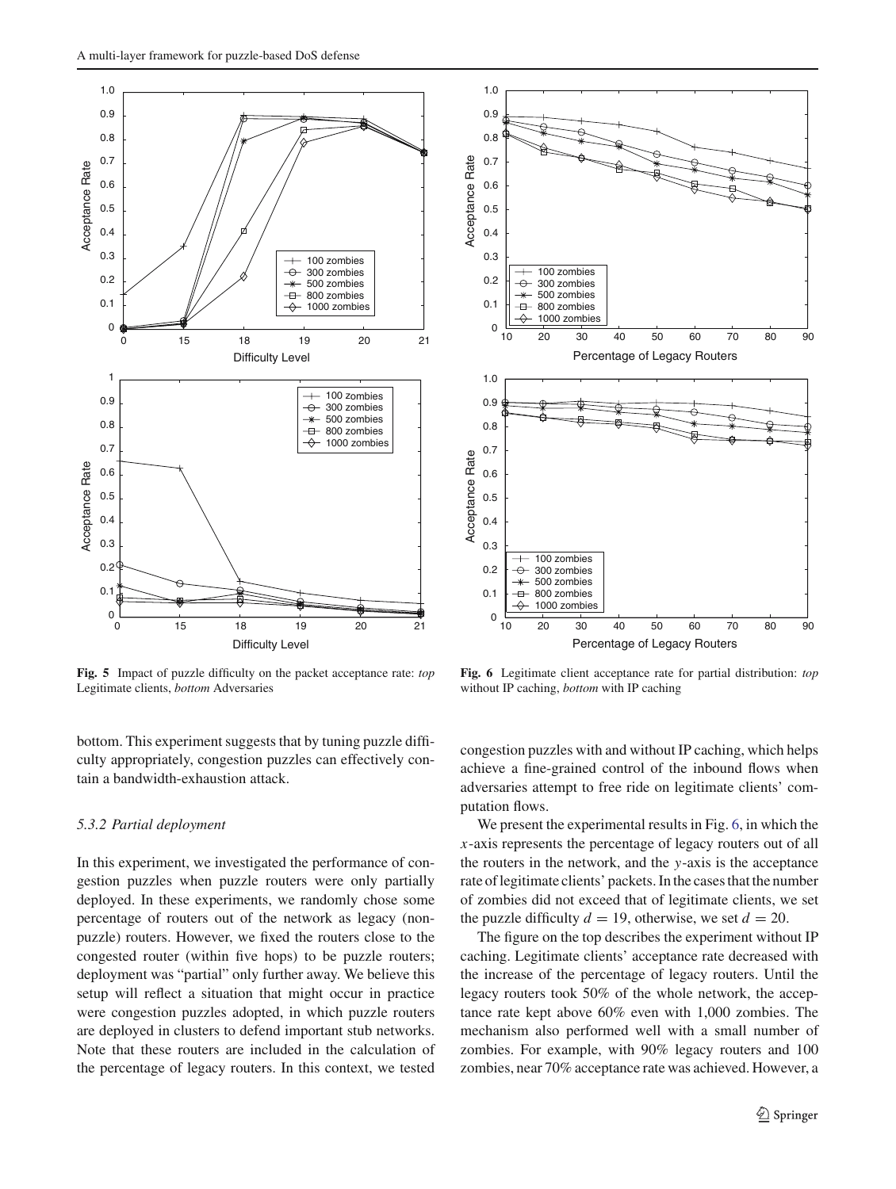**Fig. 5** Impact of puzzle difficulty on the packet acceptance rate: *top* Legitimate clients, *bottom* Adversaries

**Fig. 6** Legitimate client acceptance rate for partial distribution: *top* without IP caching, *bottom* with IP caching

bottom. This experiment suggests that by tuning puzzle difficulty appropriately, congestion puzzles can effectively contain a bandwidth-exhaustion attack.

*5.3.2 Partial deployment*

In this experiment, we investigated the performance of congestion puzzles when puzzle routers were only partially deployed. In these experiments, we randomly chose some percentage of routers out of the network as legacy (non-puzzle) routers. However, we fixed the routers close to the congested router (within five hops) to be puzzle routers; deployment was "partial" only further away. We believe this setup will reflect a situation that might occur in practice were congestion puzzles adopted, in which puzzle routers are deployed in clusters to defend important stub networks. Note that these routers are included in the calculation of the percentage of legacy routers. In this context, we tested congestion puzzles with and without IP caching, which helps achieve a fine-grained control of the inbound flows when adversaries attempt to free ride on legitimate clients' computation flows.

We present the experimental results in Fig. 6, in which the $x$-axis represents the percentage of legacy routers out of all the routers in the network, and the $y$-axis is the acceptance rate of legitimate clients' packets. In the cases that the number of zombies did not exceed that of legitimate clients, we set the puzzle difficulty $d = 19$, otherwise, we set $d = 20$.

The figure on the top describes the experiment without IP caching. Legitimate clients' acceptance rate decreased with the increase of the percentage of legacy routers. Until the legacy routers took 50% of the whole network, the acceptance rate kept above 60% even with 1,000 zombies. The mechanism also performed well with a small number of zombies. For example, with 90% legacy routers and 100 zombies, near 70% acceptance rate was achieved. However, a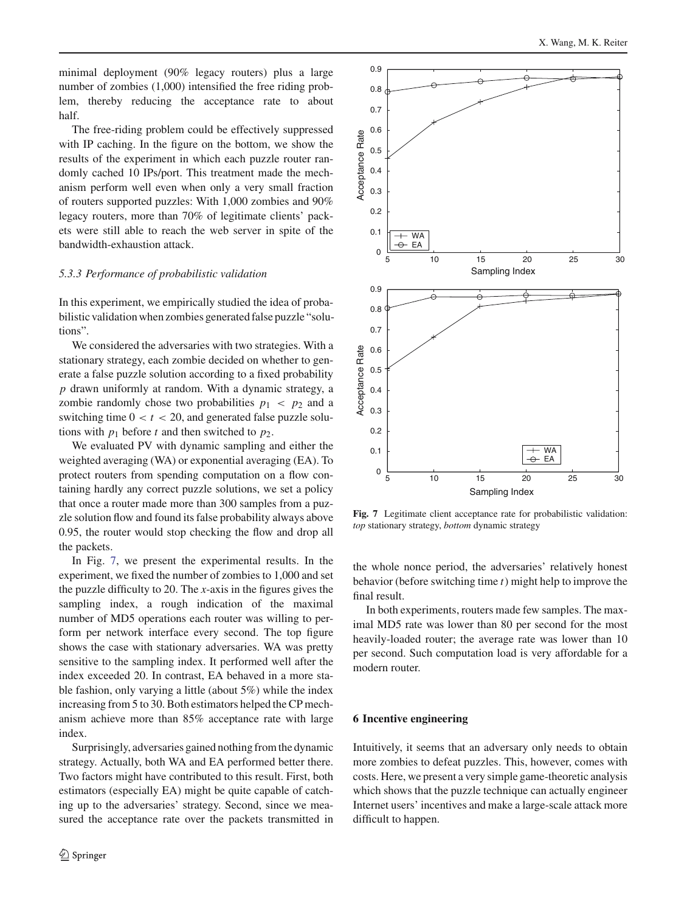minimal deployment (90% legacy routers) plus a large number of zombies (1,000) intensified the free riding problem, thereby reducing the acceptance rate to about half.

The free-riding problem could be effectively suppressed with IP caching. In the figure on the bottom, we show the results of the experiment in which each puzzle router randomly cached 10 IPs/port. This treatment made the mechanism perform well even when only a very small fraction of routers supported puzzles: With 1,000 zombies and 90% legacy routers, more than 70% of legitimate clients' packets were still able to reach the web server in spite of the bandwidth-exhaustion attack.

### *5.3.3 Performance of probabilistic validation*

In this experiment, we empirically studied the idea of probabilistic validation when zombies generated false puzzle "solutions".

We considered the adversaries with two strategies. With a stationary strategy, each zombie decided on whether to generate a false puzzle solution according to a fixed probability $p$ drawn uniformly at random. With a dynamic strategy, a zombie randomly chose two probabilities $p_1 < p_2$ and a switching time $0 < t < 20$, and generated false puzzle solutions with $p_1$ before $t$ and then switched to $p_2$.

We evaluated PV with dynamic sampling and either the weighted averaging (WA) or exponential averaging (EA). To protect routers from spending computation on a flow containing hardly any correct puzzle solutions, we set a policy that once a router made more than 300 samples from a puzzle solution flow and found its false probability always above 0.95, the router would stop checking the flow and drop all the packets.

In Fig. 7, we present the experimental results. In the experiment, we fixed the number of zombies to 1,000 and set the puzzle difficulty to 20. The *x*-axis in the figures gives the sampling index, a rough indication of the maximal number of MD5 operations each router was willing to perform per network interface every second. The top figure shows the case with stationary adversaries. WA was pretty sensitive to the sampling index. It performed well after the index exceeded 20. In contrast, EA behaved in a more stable fashion, only varying a little (about 5%) while the index increasing from 5 to 30. Both estimators helped the CP mechanism achieve more than 85% acceptance rate with large index.

Surprisingly, adversaries gained nothing from the dynamic strategy. Actually, both WA and EA performed better there. Two factors might have contributed to this result. First, both estimators (especially EA) might be quite capable of catching up to the adversaries' strategy. Second, since we measured the acceptance rate over the packets transmitted in the whole nonce period, the adversaries' relatively honest behavior (before switching time $t$) might help to improve the final result.

In both experiments, routers made few samples. The maximal MD5 rate was lower than 80 per second for the most heavily-loaded router; the average rate was lower than 10 per second. Such computation load is very affordable for a modern router.

**Fig. 7** Legitimate client acceptance rate for probabilistic validation: *top* stationary strategy, *bottom* dynamic strategy

## 6 Incentive engineering

Intuitively, it seems that an adversary only needs to obtain more zombies to defeat puzzles. This, however, comes with costs. Here, we present a very simple game-theoretic analysis which shows that the puzzle technique can actually engineer Internet users' incentives and make a large-scale attack more difficult to happen.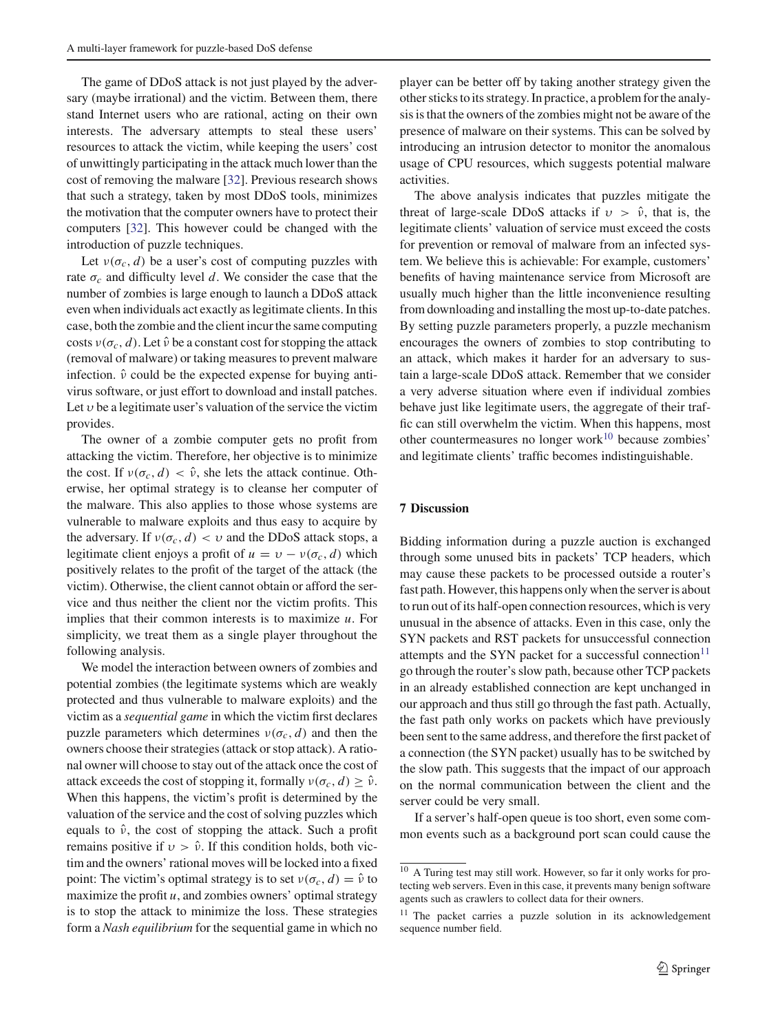The game of DDoS attack is not just played by the adversary (maybe irrational) and the victim. Between them, there stand Internet users who are rational, acting on their own interests. The adversary attempts to steal these users' resources to attack the victim, while keeping the users' cost of unwittingly participating in the attack much lower than the cost of removing the malware [32]. Previous research shows that such a strategy, taken by most DDoS tools, minimizes the motivation that the computer owners have to protect their computers [32]. This however could be changed with the introduction of puzzle techniques.

Let $\nu(\sigma_c, d)$ be a user's cost of computing puzzles with rate $\sigma_c$ and difficulty level $d$. We consider the case that the number of zombies is large enough to launch a DDoS attack even when individuals act exactly as legitimate clients. In this case, both the zombie and the client incur the same computing costs $\nu(\sigma_c, d)$. Let $\hat{\nu}$ be a constant cost for stopping the attack (removal of malware) or taking measures to prevent malware infection. $\hat{\nu}$ could be the expected expense for buying antivirus software, or just effort to download and install patches. Let $\upsilon$ be a legitimate user's valuation of the service the victim provides.

The owner of a zombie computer gets no profit from attacking the victim. Therefore, her objective is to minimize the cost. If $\nu(\sigma_c, d) < \hat{\nu}$, she lets the attack continue. Otherwise, her optimal strategy is to cleanse her computer of the malware. This also applies to those whose systems are vulnerable to malware exploits and thus easy to acquire by the adversary. If $\nu(\sigma_c, d) < \upsilon$ and the DDoS attack stops, a legitimate client enjoys a profit of $u = \upsilon - \nu(\sigma_c, d)$ which positively relates to the profit of the target of the attack (the victim). Otherwise, the client cannot obtain or afford the service and thus neither the client nor the victim profits. This implies that their common interests is to maximize $u$. For simplicity, we treat them as a single player throughout the following analysis.

We model the interaction between owners of zombies and potential zombies (the legitimate systems which are weakly protected and thus vulnerable to malware exploits) and the victim as a *sequential game* in which the victim first declares puzzle parameters which determines $\nu(\sigma_c, d)$ and then the owners choose their strategies (attack or stop attack). A rational owner will choose to stay out of the attack once the cost of attack exceeds the cost of stopping it, formally $\nu(\sigma_c, d) \geq \hat{\nu}$. When this happens, the victim's profit is determined by the valuation of the service and the cost of solving puzzles which equals to $\hat{\nu}$, the cost of stopping the attack. Such a profit remains positive if $\upsilon > \hat{\nu}$. If this condition holds, both victim and the owners' rational moves will be locked into a fixed point: The victim's optimal strategy is to set $\nu(\sigma_c, d) = \hat{\nu}$ to maximize the profit $u$, and zombies owners' optimal strategy is to stop the attack to minimize the loss. These strategies form a *Nash equilibrium* for the sequential game in which no player can be better off by taking another strategy given the other sticks to its strategy. In practice, a problem for the analysis is that the owners of the zombies might not be aware of the presence of malware on their systems. This can be solved by introducing an intrusion detector to monitor the anomalous usage of CPU resources, which suggests potential malware activities.

The above analysis indicates that puzzles mitigate the threat of large-scale DDoS attacks if $\upsilon > \hat{\nu}$, that is, the legitimate clients' valuation of service must exceed the costs for prevention or removal of malware from an infected system. We believe this is achievable: For example, customers' benefits of having maintenance service from Microsoft are usually much higher than the little inconvenience resulting from downloading and installing the most up-to-date patches. By setting puzzle parameters properly, a puzzle mechanism encourages the owners of zombies to stop contributing to an attack, which makes it harder for an adversary to sustain a large-scale DDoS attack. Remember that we consider a very adverse situation where even if individual zombies behave just like legitimate users, the aggregate of their traffic can still overwhelm the victim. When this happens, most other countermeasures no longer work[10] because zombies' and legitimate clients' traffic becomes indistinguishable.

## 7 Discussion

Bidding information during a puzzle auction is exchanged through some unused bits in packets' TCP headers, which may cause these packets to be processed outside a router's fast path. However, this happens only when the server is about to run out of its half-open connection resources, which is very unusual in the absence of attacks. Even in this case, only the SYN packets and RST packets for unsuccessful connection attempts and the SYN packet for a successful connection[11] go through the router's slow path, because other TCP packets in an already established connection are kept unchanged in our approach and thus still go through the fast path. Actually, the fast path only works on packets which have previously been sent to the same address, and therefore the first packet of a connection (the SYN packet) usually has to be switched by the slow path. This suggests that the impact of our approach on the normal communication between the client and the server could be very small.

If a server's half-open queue is too short, even some common events such as a background port scan could cause the

---

[10] A Turing test may still work. However, so far it only works for protecting web servers. Even in this case, it prevents many benign software agents such as crawlers to collect data for their owners.

[11] The packet carries a puzzle solution in its acknowledgement sequence number field.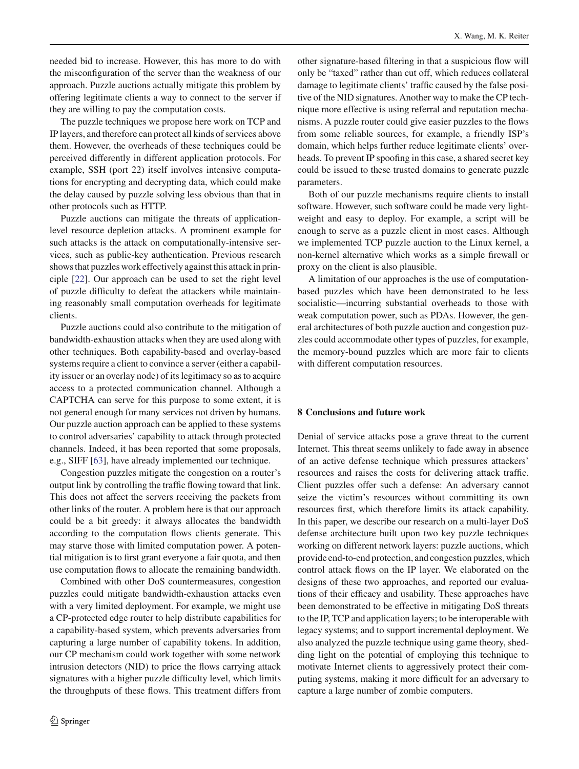needed bid to increase. However, this has more to do with the misconfiguration of the server than the weakness of our approach. Puzzle auctions actually mitigate this problem by offering legitimate clients a way to connect to the server if they are willing to pay the computation costs.

The puzzle techniques we propose here work on TCP and IP layers, and therefore can protect all kinds of services above them. However, the overheads of these techniques could be perceived differently in different application protocols. For example, SSH (port 22) itself involves intensive computations for encrypting and decrypting data, which could make the delay caused by puzzle solving less obvious than that in other protocols such as HTTP.

Puzzle auctions can mitigate the threats of application-level resource depletion attacks. A prominent example for such attacks is the attack on computationally-intensive services, such as public-key authentication. Previous research shows that puzzles work effectively against this attack in principle [22]. Our approach can be used to set the right level of puzzle difficulty to defeat the attackers while maintaining reasonably small computation overheads for legitimate clients.

Puzzle auctions could also contribute to the mitigation of bandwidth-exhaustion attacks when they are used along with other techniques. Both capability-based and overlay-based systems require a client to convince a server (either a capability issuer or an overlay node) of its legitimacy so as to acquire access to a protected communication channel. Although a CAPTCHA can serve for this purpose to some extent, it is not general enough for many services not driven by humans. Our puzzle auction approach can be applied to these systems to control adversaries' capability to attack through protected channels. Indeed, it has been reported that some proposals, e.g., SIFF [63], have already implemented our technique.

Congestion puzzles mitigate the congestion on a router's output link by controlling the traffic flowing toward that link. This does not affect the servers receiving the packets from other links of the router. A problem here is that our approach could be a bit greedy: it always allocates the bandwidth according to the computation flows clients generate. This may starve those with limited computation power. A potential mitigation is to first grant everyone a fair quota, and then use computation flows to allocate the remaining bandwidth.

Combined with other DoS countermeasures, congestion puzzles could mitigate bandwidth-exhaustion attacks even with a very limited deployment. For example, we might use a CP-protected edge router to help distribute capabilities for a capability-based system, which prevents adversaries from capturing a large number of capability tokens. In addition, our CP mechanism could work together with some network intrusion detectors (NID) to price the flows carrying attack signatures with a higher puzzle difficulty level, which limits the throughputs of these flows. This treatment differs from other signature-based filtering in that a suspicious flow will only be "taxed" rather than cut off, which reduces collateral damage to legitimate clients' traffic caused by the false positive of the NID signatures. Another way to make the CP technique more effective is using referral and reputation mechanisms. A puzzle router could give easier puzzles to the flows from some reliable sources, for example, a friendly ISP's domain, which helps further reduce legitimate clients' overheads. To prevent IP spoofing in this case, a shared secret key could be issued to these trusted domains to generate puzzle parameters.

Both of our puzzle mechanisms require clients to install software. However, such software could be made very lightweight and easy to deploy. For example, a script will be enough to serve as a puzzle client in most cases. Although we implemented TCP puzzle auction to the Linux kernel, a non-kernel alternative which works as a simple firewall or proxy on the client is also plausible.

A limitation of our approaches is the use of computation-based puzzles which have been demonstrated to be less socialistic—incurring substantial overheads to those with weak computation power, such as PDAs. However, the general architectures of both puzzle auction and congestion puzzles could accommodate other types of puzzles, for example, the memory-bound puzzles which are more fair to clients with different computation resources.

## 8 Conclusions and future work

Denial of service attacks pose a grave threat to the current Internet. This threat seems unlikely to fade away in absence of an active defense technique which pressures attackers' resources and raises the costs for delivering attack traffic. Client puzzles offer such a defense: An adversary cannot seize the victim's resources without committing its own resources first, which therefore limits its attack capability. In this paper, we describe our research on a multi-layer DoS defense architecture built upon two key puzzle techniques working on different network layers: puzzle auctions, which provide end-to-end protection, and congestion puzzles, which control attack flows on the IP layer. We elaborated on the designs of these two approaches, and reported our evaluations of their efficacy and usability. These approaches have been demonstrated to be effective in mitigating DoS threats to the IP, TCP and application layers; to be interoperable with legacy systems; and to support incremental deployment. We also analyzed the puzzle technique using game theory, shedding light on the potential of employing this technique to motivate Internet clients to aggressively protect their computing systems, making it more difficult for an adversary to capture a large number of zombie computers.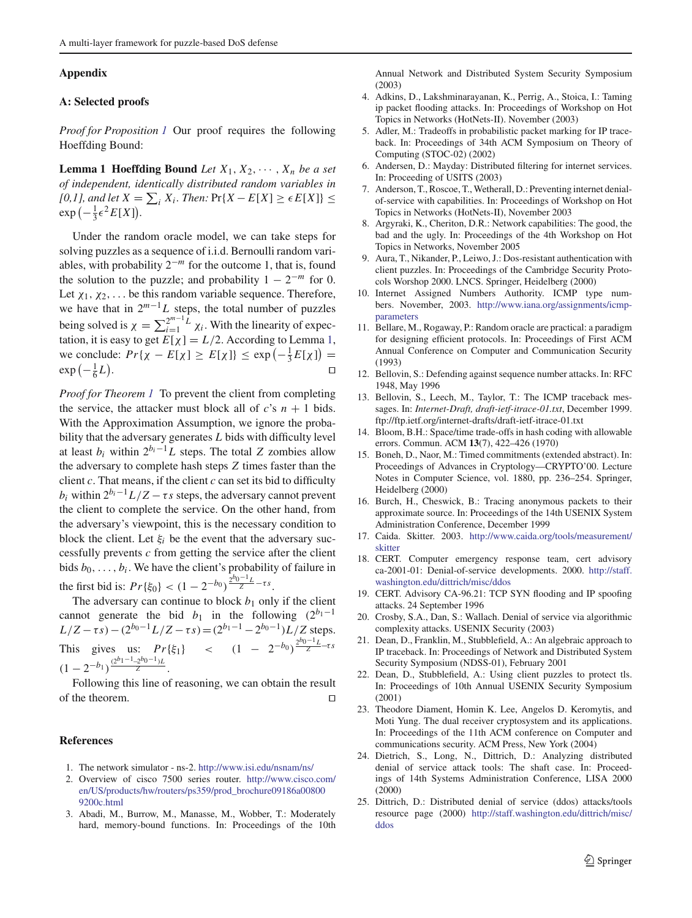## Appendix

### A: Selected proofs

*Proof for Proposition 1* Our proof requires the following Hoeffding Bound:

**Lemma 1 Hoeffding Bound** *Let $X_1, X_2, \cdots, X_n$ be a set of independent, identically distributed random variables in [0,1], and let $X = \sum_i X_i$. Then:* $\Pr\{X - E[X] \geq \epsilon E[X]\} \leq \exp\left(-\frac{1}{3}\epsilon^2 E[X]\right)$.

Under the random oracle model, we can take steps for solving puzzles as a sequence of i.i.d. Bernoulli random variables, with probability $2^{-m}$ for the outcome 1, that is, found the solution to the puzzle; and probability $1 - 2^{-m}$ for 0. Let $\chi_1, \chi_2, \ldots$ be this random variable sequence. Therefore, we have that in $2^{m-1}L$ steps, the total number of puzzles being solved is $\chi = \sum_{i=1}^{2^{m-1}L} \chi_i$. With the linearity of expectation, it is easy to get $E[\chi] = L/2$. According to Lemma 1, we conclude: $Pr\{\chi - E[\chi] \geq E[\chi]\} \leq \exp\left(-\frac{1}{3}E[\chi]\right) = \exp\left(-\frac{1}{6}L\right)$. □

*Proof for Theorem 1* To prevent the client from completing the service, the attacker must block all of $c$'s $n+1$ bids. With the Approximation Assumption, we ignore the probability that the adversary generates $L$ bids with difficulty level at least $b_i$ within $2^{b_i-1}L$ steps. The total $Z$ zombies allow the adversary to complete hash steps $Z$ times faster than the client $c$. That means, if the client $c$ can set its bid to difficulty $b_i$ within $2^{b_i-1}L/Z - \tau s$ steps, the adversary cannot prevent the client to complete the service. On the other hand, from the adversary's viewpoint, this is the necessary condition to block the client. Let $\xi_i$ be the event that the adversary successfully prevents $c$ from getting the service after the client bids $b_0, \ldots, b_i$. We have the client's probability of failure in the first bid is: $Pr\{\xi_0\} < (1 - 2^{-b_0})^{\frac{2^{b_0-1}L}{Z} - \tau s}$.

The adversary can continue to block $b_1$ only if the client cannot generate the bid $b_1$ in the following $(2^{b_1-1}L/Z - \tau s) - (2^{b_0-1}L/Z - \tau s) = (2^{b_1-1} - 2^{b_0-1})L/Z$ steps. This gives us: $Pr\{\xi_1\} < (1 - 2^{-b_0})^{\frac{2^{b_0-1}L}{Z} - \tau s}(1 - 2^{-b_1})^{\frac{(2^{b_1-1} - 2^{b_0-1})L}{Z}}$.

Following this line of reasoning, we can obtain the result of the theorem. □

## References

1. The network simulator - ns-2. http://www.isi.edu/nsnam/ns/
2. Overview of cisco 7500 series router. http://www.cisco.com/en/US/products/hw/routers/ps359/prod_brochure09186a008009200c.html
3. Abadi, M., Burrow, M., Manasse, M., Wobber, T.: Moderately hard, memory-bound functions. In: Proceedings of the 10th Annual Network and Distributed System Security Symposium (2003)
4. Adkins, D., Lakshminarayanan, K., Perrig, A., Stoica, I.: Taming ip packet flooding attacks. In: Proceedings of Workshop on Hot Topics in Networks (HotNets-II). November (2003)
5. Adler, M.: Tradeoffs in probabilistic packet marking for IP traceback. In: Proceedings of 34th ACM Symposium on Theory of Computing (STOC-02) (2002)
6. Andersen, D.: Mayday: Distributed filtering for internet services. In: Proceeding of USITS (2003)
7. Anderson, T., Roscoe, T., Wetherall, D.: Preventing internet denial-of-service with capabilities. In: Proceedings of Workshop on Hot Topics in Networks (HotNets-II), November 2003
8. Argyraki, K., Cheriton, D.R.: Network capabilities: The good, the bad and the ugly. In: Proceedings of the 4th Workshop on Hot Topics in Networks, November 2005
9. Aura, T., Nikander, P., Leiwo, J.: Dos-resistant authentication with client puzzles. In: Proceedings of the Cambridge Security Protocols Worshop 2000. LNCS. Springer, Heidelberg (2000)
10. Internet Assigned Numbers Authority. ICMP type numbers. November, 2003. http://www.iana.org/assignments/icmp-parameters
11. Bellare, M., Rogaway, P.: Random oracle are practical: a paradigm for designing efficient protocols. In: Proceedings of First ACM Annual Conference on Computer and Communication Security (1993)
12. Bellovin, S.: Defending against sequence number attacks. In: RFC 1948, May 1996
13. Bellovin, S., Leech, M., Taylor, T.: The ICMP traceback messages. In: *Internet-Draft, draft-ietf-itrace-01.txt*, December 1999. ftp://ftp.ietf.org/internet-drafts/draft-ietf-itrace-01.txt
14. Bloom, B.H.: Space/time trade-offs in hash coding with allowable errors. Commun. ACM **13**(7), 422–426 (1970)
15. Boneh, D., Naor, M.: Timed commitments (extended abstract). In: Proceedings of Advances in Cryptology—CRYPTO'00. Lecture Notes in Computer Science, vol. 1880, pp. 236–254. Springer, Heidelberg (2000)
16. Burch, H., Cheswick, B.: Tracing anonymous packets to their approximate source. In: Proceedings of the 14th USENIX System Administration Conference, December 1999
17. Caida. Skitter. 2003. http://www.caida.org/tools/measurement/skitter
18. CERT. Computer emergency response team, cert advisory ca-2001-01: Denial-of-service developments. 2000. http://staff.washington.edu/dittrich/misc/ddos
19. CERT. Advisory CA-96.21: TCP SYN flooding and IP spoofing attacks. 24 September 1996
20. Crosby, S.A., Dan, S.: Wallach. Denial of service via algorithmic complexity attacks. USENIX Security (2003)
21. Dean, D., Franklin, M., Stubblefield, A.: An algebraic approach to IP traceback. In: Proceedings of Network and Distributed System Security Symposium (NDSS-01), February 2001
22. Dean, D., Stubblefield, A.: Using client puzzles to protect tls. In: Proceedings of 10th Annual USENIX Security Symposium (2001)
23. Theodore Diament, Homin K. Lee, Angelos D. Keromytis, and Moti Yung. The dual receiver cryptosystem and its applications. In: Proceedings of the 11th ACM conference on Computer and communications security. ACM Press, New York (2004)
24. Dietrich, S., Long, N., Dittrich, D.: Analyzing distributed denial of service attack tools: The shaft case. In: Proceedings of 14th Systems Administration Conference, LISA 2000 (2000)
25. Dittrich, D.: Distributed denial of service (ddos) attacks/tools resource page (2000) http://staff.washington.edu/dittrich/misc/ddos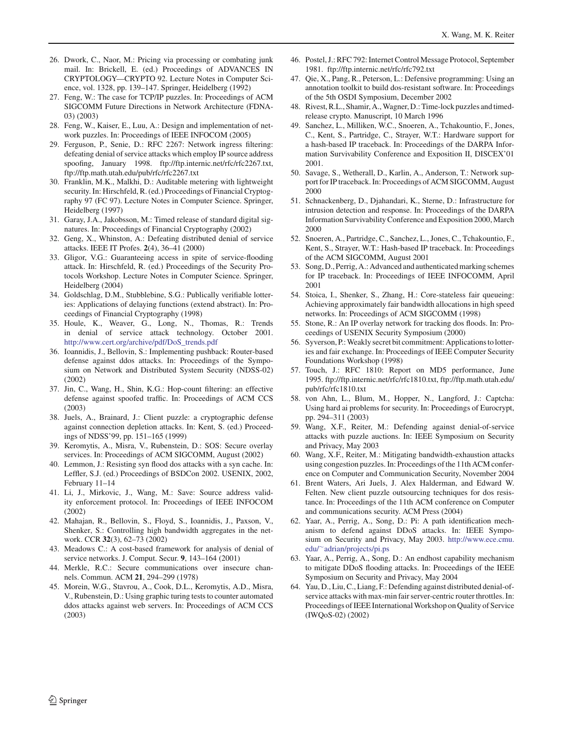26. Dwork, C., Naor, M.: Pricing via processing or combating junk mail. In: Brickell, E. (ed.) Proceedings of ADVANCES IN CRYPTOLOGY—CRYPTO 92. Lecture Notes in Computer Science, vol. 1328, pp. 139–147. Springer, Heidelberg (1992)
27. Feng, W.: The case for TCP/IP puzzles. In: Proceedings of ACM SIGCOMM Future Directions in Network Architecture (FDNA-03) (2003)
28. Feng, W., Kaiser, E., Luu, A.: Design and implementation of network puzzles. In: Proceedings of IEEE INFOCOM (2005)
29. Ferguson, P., Senie, D.: RFC 2267: Network ingress filtering: defeating denial of service attacks which employ IP source address spoofing, January 1998. ftp://ftp.internic.net/rfc/rfc2267.txt, ftp://ftp.math.utah.edu/pub/rfc/rfc2267.txt
30. Franklin, M.K., Malkhi, D.: Auditable metering with lightweight security. In: Hirschfeld, R. (ed.) Proceedings of Financial Cryptography 97 (FC 97). Lecture Notes in Computer Science. Springer, Heidelberg (1997)
31. Garay, J.A., Jakobsson, M.: Timed release of standard digital signatures. In: Proceedings of Financial Cryptography (2002)
32. Geng, X., Whinston, A.: Defeating distributed denial of service attacks. IEEE IT Profes. **2**(4), 36–41 (2000)
33. Gligor, V.G.: Guaranteeing access in spite of service-flooding attack. In: Hirschfeld, R. (ed.) Proceedings of the Security Protocols Workshop. Lecture Notes in Computer Science. Springer, Heidelberg (2004)
34. Goldschlag, D.M., Stubblebine, S.G.: Publically verifiable lotteries: Applications of delaying functions (extend abstract). In: Proceedings of Financial Cryptography (1998)
35. Houle, K., Weaver, G., Long, N., Thomas, R.: Trends in denial of service attack technology. October 2001. http://www.cert.org/archive/pdf/DoS_trends.pdf
36. Ioannidis, J., Bellovin, S.: Implementing pushback: Router-based defense against ddos attacks. In: Proceedings of the Symposium on Network and Distributed System Security (NDSS-02) (2002)
37. Jin, C., Wang, H., Shin, K.G.: Hop-count filtering: an effective defense against spoofed traffic. In: Proceedings of ACM CCS (2003)
38. Juels, A., Brainard, J.: Client puzzle: a cryptographic defense against connection depletion attacks. In: Kent, S. (ed.) Proceedings of NDSS'99, pp. 151–165 (1999)
39. Keromytis, A., Misra, V., Rubenstein, D.: SOS: Secure overlay services. In: Proceedings of ACM SIGCOMM, August (2002)
40. Lemmon, J.: Resisting syn flood dos attacks with a syn cache. In: Leffler, S.J. (ed.) Proceedings of BSDCon 2002. USENIX, 2002, February 11–14
41. Li, J., Mirkovic, J., Wang, M.: Save: Source address validity enforcement protocol. In: Proceedings of IEEE INFOCOM (2002)
42. Mahajan, R., Bellovin, S., Floyd, S., Ioannidis, J., Paxson, V., Shenker, S.: Controlling high bandwidth aggregates in the network. CCR **32**(3), 62–73 (2002)
43. Meadows C.: A cost-based framework for analysis of denial of service networks. J. Comput. Secur. **9**, 143–164 (2001)
44. Merkle, R.C.: Secure communications over insecure channels. Commun. ACM **21**, 294–299 (1978)
45. Morein, W.G., Stavrou, A., Cook, D.L., Keromytis, A.D., Misra, V., Rubenstein, D.: Using graphic turing tests to counter automated ddos attacks against web servers. In: Proceedings of ACM CCS (2003)
46. Postel, J.: RFC 792: Internet Control Message Protocol, September 1981. ftp://ftp.internic.net/rfc/rfc792.txt
47. Qie, X., Pang, R., Peterson, L.: Defensive programming: Using an annotation toolkit to build dos-resistant software. In: Proceedings of the 5th OSDI Symposium, December 2002
48. Rivest, R.L., Shamir, A., Wagner, D.: Time-lock puzzles and timed-release crypto. Manuscript, 10 March 1996
49. Sanchez, L., Milliken, W.C., Snoeren, A., Tchakountio, F., Jones, C., Kent, S., Partridge, C., Strayer, W.T.: Hardware support for a hash-based IP traceback. In: Proceedings of the DARPA Information Survivability Conference and Exposition II, DISCEX'01 2001.
50. Savage, S., Wetherall, D., Karlin, A., Anderson, T.: Network support for IP traceback. In: Proceedings of ACM SIGCOMM, August 2000
51. Schnackenberg, D., Djahandari, K., Sterne, D.: Infrastructure for intrusion detection and response. In: Proceedings of the DARPA Information Survivability Conference and Exposition 2000, March 2000
52. Snoeren, A., Partridge, C., Sanchez, L., Jones, C., Tchakountio, F., Kent, S., Strayer, W.T.: Hash-based IP traceback. In: Proceedings of the ACM SIGCOMM, August 2001
53. Song, D., Perrig, A.: Advanced and authenticated marking schemes for IP traceback. In: Proceedings of IEEE INFOCOMM, April 2001
54. Stoica, I., Shenker, S., Zhang, H.: Core-stateless fair queueing: Achieving approximately fair bandwidth allocations in high speed networks. In: Proceedings of ACM SIGCOMM (1998)
55. Stone, R.: An IP overlay network for tracking dos floods. In: Proceedings of USENIX Security Symposium (2000)
56. Syverson, P.: Weakly secret bit commitment: Applications to lotteries and fair exchange. In: Proceedings of IEEE Computer Security Foundations Workshop (1998)
57. Touch, J.: RFC 1810: Report on MD5 performance, June 1995. ftp://ftp.internic.net/rfc/rfc1810.txt, ftp://ftp.math.utah.edu/pub/rfc/rfc1810.txt
58. von Ahn, L., Blum, M., Hopper, N., Langford, J.: Captcha: Using hard ai problems for security. In: Proceedings of Eurocrypt, pp. 294–311 (2003)
59. Wang, X.F., Reiter, M.: Defending against denial-of-service attacks with puzzle auctions. In: IEEE Symposium on Security and Privacy, May 2003
60. Wang, X.F., Reiter, M.: Mitigating bandwidth-exhaustion attacks using congestion puzzles. In: Proceedings of the 11th ACM conference on Computer and Communication Security, November 2004
61. Brent Waters, Ari Juels, J. Alex Halderman, and Edward W. Felten. New client puzzle outsourcing techniques for dos resistance. In: Proceedings of the 11th ACM conference on Computer and communications security. ACM Press (2004)
62. Yaar, A., Perrig, A., Song, D.: Pi: A path identification mechanism to defend against DDoS attacks. In: IEEE Symposium on Security and Privacy, May 2003. http://www.ece.cmu.edu/~adrian/projects/pi.ps
63. Yaar, A., Perrig, A., Song, D.: An endhost capability mechanism to mitigate DDoS flooding attacks. In: Proceedings of the IEEE Symposium on Security and Privacy, May 2004
64. Yau, D., Liu, C., Liang, F.: Defending against distributed denial-of-service attacks with max-min fair server-centric router throttles. In: Proceedings of IEEE International Workshop on Quality of Service (IWQoS-02) (2002)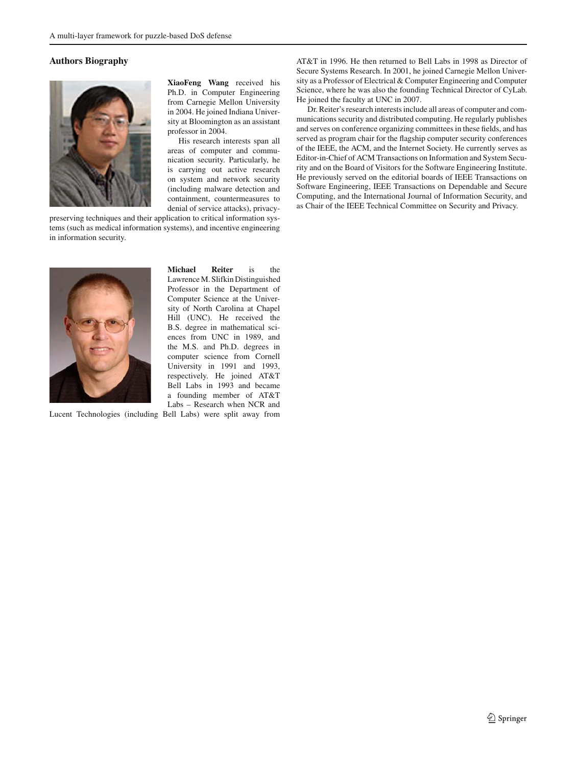## Authors Biography

**XiaoFeng Wang** received his Ph.D. in Computer Engineering from Carnegie Mellon University in 2004. He joined Indiana University at Bloomington as an assistant professor in 2004.

His research interests span all areas of computer and communication security. Particularly, he is carrying out active research on system and network security (including malware detection and containment, countermeasures to denial of service attacks), privacy-preserving techniques and their application to critical information systems (such as medical information systems), and incentive engineering in information security.

**Michael Reiter** is the Lawrence M. Slifkin Distinguished Professor in the Department of Computer Science at the University of North Carolina at Chapel Hill (UNC). He received the B.S. degree in mathematical sciences from UNC in 1989, and the M.S. and Ph.D. degrees in computer science from Cornell University in 1991 and 1993, respectively. He joined AT&T Bell Labs in 1993 and became a founding member of AT&T Labs – Research when NCR and Lucent Technologies (including Bell Labs) were split away from AT&T in 1996. He then returned to Bell Labs in 1998 as Director of Secure Systems Research. In 2001, he joined Carnegie Mellon University as a Professor of Electrical & Computer Engineering and Computer Science, where he was also the founding Technical Director of CyLab. He joined the faculty at UNC in 2007.

Dr. Reiter's research interests include all areas of computer and communications security and distributed computing. He regularly publishes and serves on conference organizing committees in these fields, and has served as program chair for the flagship computer security conferences of the IEEE, the ACM, and the Internet Society. He currently serves as Editor-in-Chief of ACM Transactions on Information and System Security and on the Board of Visitors for the Software Engineering Institute. He previously served on the editorial boards of IEEE Transactions on Software Engineering, IEEE Transactions on Dependable and Secure Computing, and the International Journal of Information Security, and as Chair of the IEEE Technical Committee on Security and Privacy.